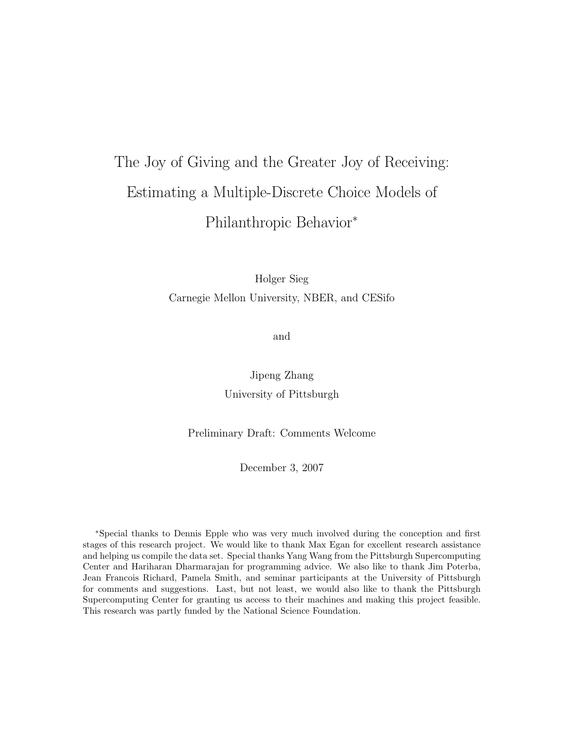# The Joy of Giving and the Greater Joy of Receiving: Estimating a Multiple-Discrete Choice Models of Philanthropic Behavior*

Holger Sieg
Carnegie Mellon University, NBER, and CESifo

and

Jipeng Zhang
University of Pittsburgh

Preliminary Draft: Comments Welcome

December 3, 2007

*Special thanks to Dennis Epple who was very much involved during the conception and first stages of this research project. We would like to thank Max Egan for excellent research assistance and helping us compile the data set. Special thanks Yang Wang from the Pittsburgh Supercomputing Center and Hariharan Dharmarajan for programming advice. We also like to thank Jim Poterba, Jean Francois Richard, Pamela Smith, and seminar participants at the University of Pittsburgh for comments and suggestions. Last, but not least, we would also like to thank the Pittsburgh Supercomputing Center for granting us access to their machines and making this project feasible. This research was partly funded by the National Science Foundation.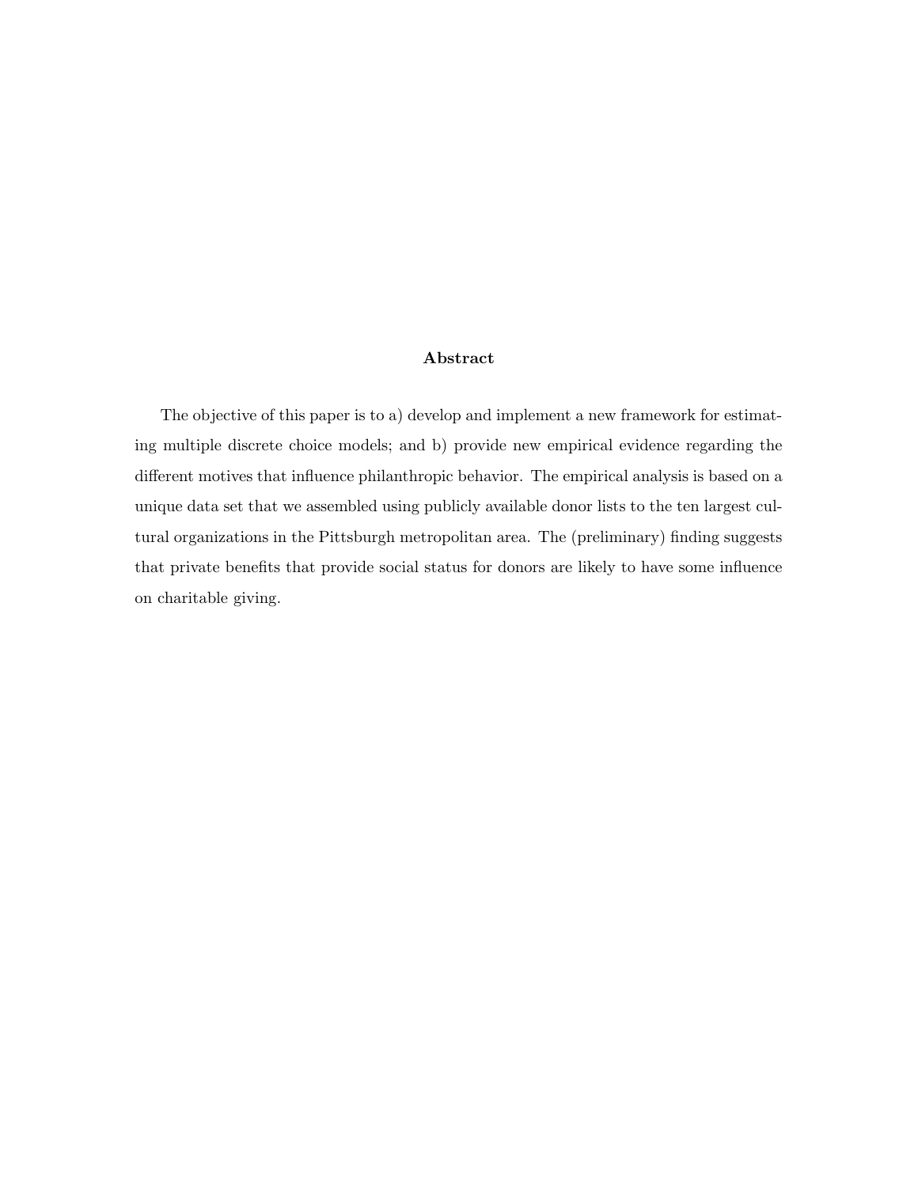## Abstract

The objective of this paper is to a) develop and implement a new framework for estimating multiple discrete choice models; and b) provide new empirical evidence regarding the different motives that influence philanthropic behavior. The empirical analysis is based on a unique data set that we assembled using publicly available donor lists to the ten largest cultural organizations in the Pittsburgh metropolitan area. The (preliminary) finding suggests that private benefits that provide social status for donors are likely to have some influence on charitable giving.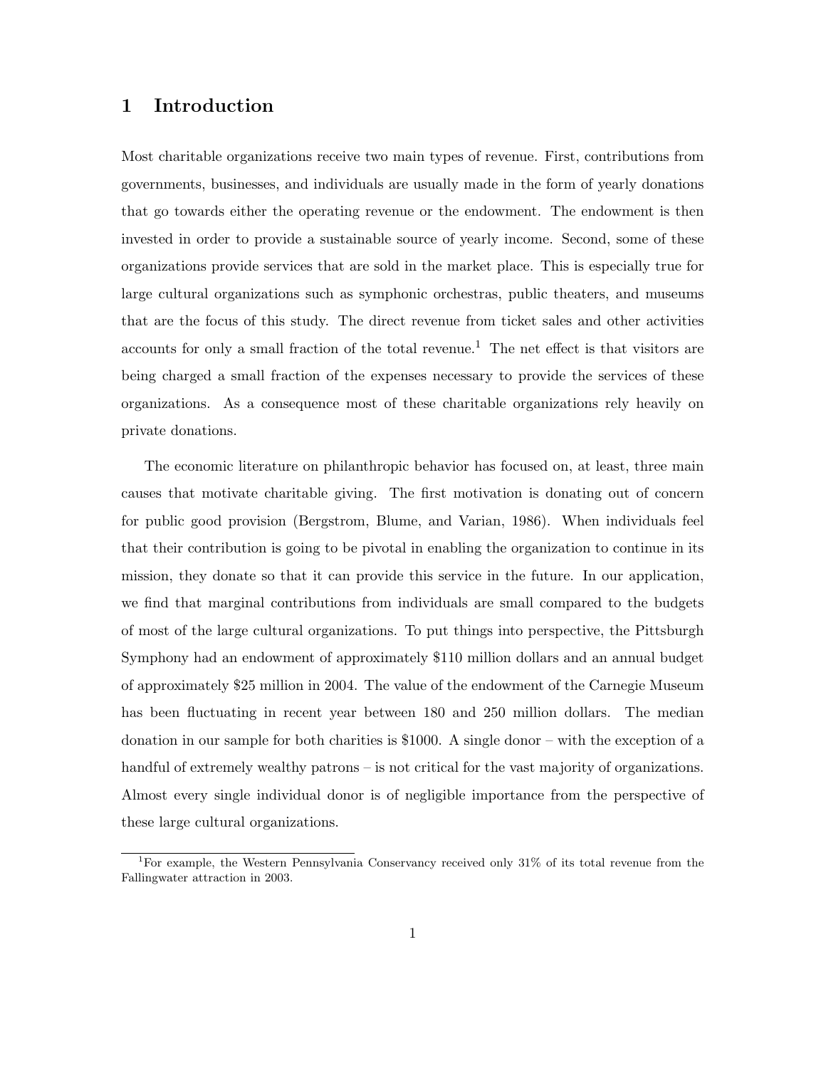# 1 Introduction

Most charitable organizations receive two main types of revenue. First, contributions from governments, businesses, and individuals are usually made in the form of yearly donations that go towards either the operating revenue or the endowment. The endowment is then invested in order to provide a sustainable source of yearly income. Second, some of these organizations provide services that are sold in the market place. This is especially true for large cultural organizations such as symphonic orchestras, public theaters, and museums that are the focus of this study. The direct revenue from ticket sales and other activities accounts for only a small fraction of the total revenue.[1] The net effect is that visitors are being charged a small fraction of the expenses necessary to provide the services of these organizations. As a consequence most of these charitable organizations rely heavily on private donations.

The economic literature on philanthropic behavior has focused on, at least, three main causes that motivate charitable giving. The first motivation is donating out of concern for public good provision (Bergstrom, Blume, and Varian, 1986). When individuals feel that their contribution is going to be pivotal in enabling the organization to continue in its mission, they donate so that it can provide this service in the future. In our application, we find that marginal contributions from individuals are small compared to the budgets of most of the large cultural organizations. To put things into perspective, the Pittsburgh Symphony had an endowment of approximately $110 million dollars and an annual budget of approximately $25 million in 2004. The value of the endowment of the Carnegie Museum has been fluctuating in recent year between 180 and 250 million dollars. The median donation in our sample for both charities is $1000. A single donor – with the exception of a handful of extremely wealthy patrons – is not critical for the vast majority of organizations. Almost every single individual donor is of negligible importance from the perspective of these large cultural organizations.

[1] For example, the Western Pennsylvania Conservancy received only 31% of its total revenue from the Fallingwater attraction in 2003.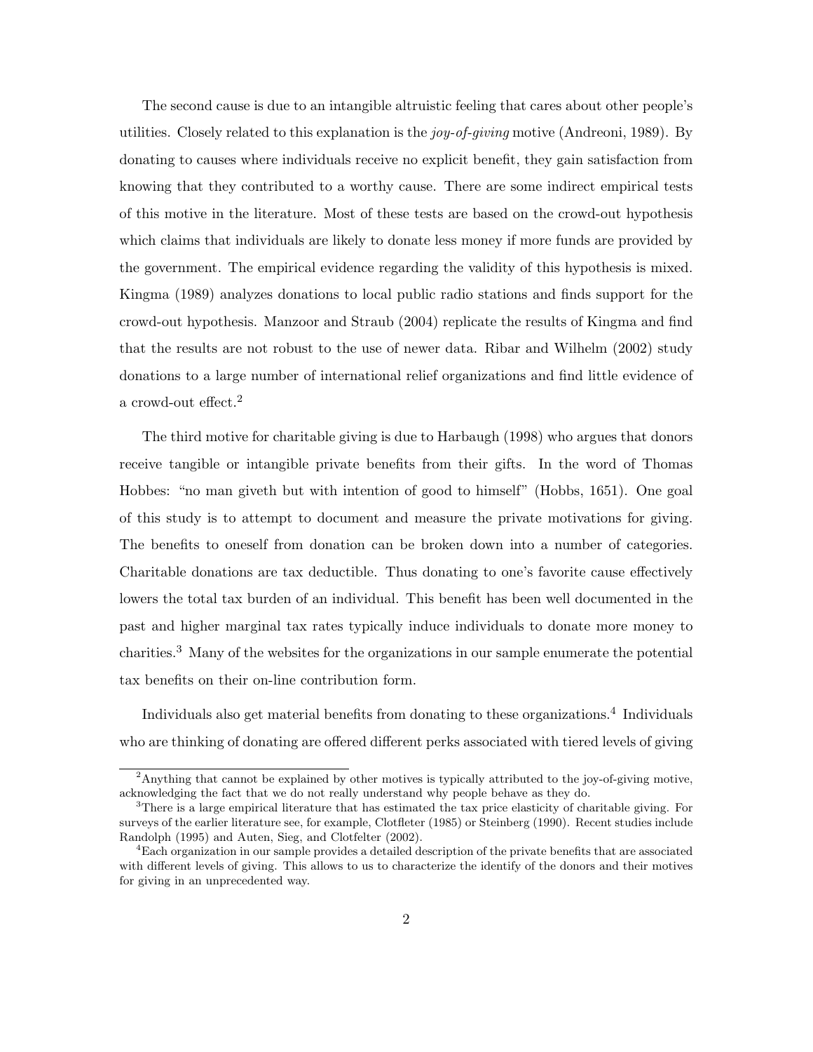The second cause is due to an intangible altruistic feeling that cares about other people's utilities. Closely related to this explanation is the *joy-of-giving* motive (Andreoni, 1989). By donating to causes where individuals receive no explicit benefit, they gain satisfaction from knowing that they contributed to a worthy cause. There are some indirect empirical tests of this motive in the literature. Most of these tests are based on the crowd-out hypothesis which claims that individuals are likely to donate less money if more funds are provided by the government. The empirical evidence regarding the validity of this hypothesis is mixed. Kingma (1989) analyzes donations to local public radio stations and finds support for the crowd-out hypothesis. Manzoor and Straub (2004) replicate the results of Kingma and find that the results are not robust to the use of newer data. Ribar and Wilhelm (2002) study donations to a large number of international relief organizations and find little evidence of a crowd-out effect.[2]

The third motive for charitable giving is due to Harbaugh (1998) who argues that donors receive tangible or intangible private benefits from their gifts. In the word of Thomas Hobbes: "no man giveth but with intention of good to himself" (Hobbs, 1651). One goal of this study is to attempt to document and measure the private motivations for giving. The benefits to oneself from donation can be broken down into a number of categories. Charitable donations are tax deductible. Thus donating to one's favorite cause effectively lowers the total tax burden of an individual. This benefit has been well documented in the past and higher marginal tax rates typically induce individuals to donate more money to charities.[3] Many of the websites for the organizations in our sample enumerate the potential tax benefits on their on-line contribution form.

Individuals also get material benefits from donating to these organizations.[4] Individuals who are thinking of donating are offered different perks associated with tiered levels of giving

[2]Anything that cannot be explained by other motives is typically attributed to the joy-of-giving motive, acknowledging the fact that we do not really understand why people behave as they do.

[3]There is a large empirical literature that has estimated the tax price elasticity of charitable giving. For surveys of the earlier literature see, for example, Clotfleter (1985) or Steinberg (1990). Recent studies include Randolph (1995) and Auten, Sieg, and Clotfelter (2002).

[4]Each organization in our sample provides a detailed description of the private benefits that are associated with different levels of giving. This allows to us to characterize the identify of the donors and their motives for giving in an unprecedented way.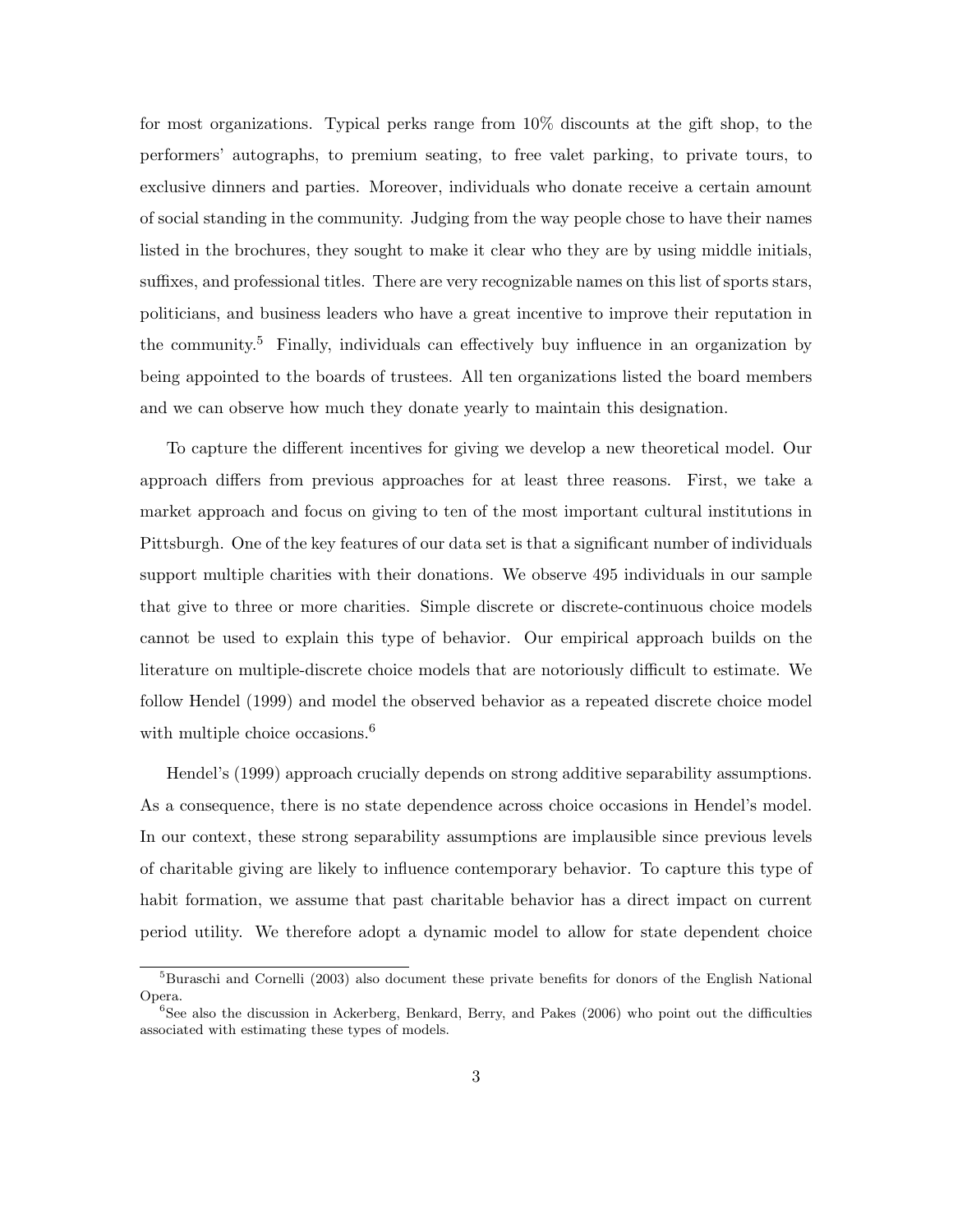for most organizations. Typical perks range from 10% discounts at the gift shop, to the performers' autographs, to premium seating, to free valet parking, to private tours, to exclusive dinners and parties. Moreover, individuals who donate receive a certain amount of social standing in the community. Judging from the way people chose to have their names listed in the brochures, they sought to make it clear who they are by using middle initials, suffixes, and professional titles. There are very recognizable names on this list of sports stars, politicians, and business leaders who have a great incentive to improve their reputation in the community.[5] Finally, individuals can effectively buy influence in an organization by being appointed to the boards of trustees. All ten organizations listed the board members and we can observe how much they donate yearly to maintain this designation.

To capture the different incentives for giving we develop a new theoretical model. Our approach differs from previous approaches for at least three reasons. First, we take a market approach and focus on giving to ten of the most important cultural institutions in Pittsburgh. One of the key features of our data set is that a significant number of individuals support multiple charities with their donations. We observe 495 individuals in our sample that give to three or more charities. Simple discrete or discrete-continuous choice models cannot be used to explain this type of behavior. Our empirical approach builds on the literature on multiple-discrete choice models that are notoriously difficult to estimate. We follow Hendel (1999) and model the observed behavior as a repeated discrete choice model with multiple choice occasions.[6]

Hendel's (1999) approach crucially depends on strong additive separability assumptions. As a consequence, there is no state dependence across choice occasions in Hendel's model. In our context, these strong separability assumptions are implausible since previous levels of charitable giving are likely to influence contemporary behavior. To capture this type of habit formation, we assume that past charitable behavior has a direct impact on current period utility. We therefore adopt a dynamic model to allow for state dependent choice

[5] Buraschi and Cornelli (2003) also document these private benefits for donors of the English National Opera.

[6] See also the discussion in Ackerberg, Benkard, Berry, and Pakes (2006) who point out the difficulties associated with estimating these types of models.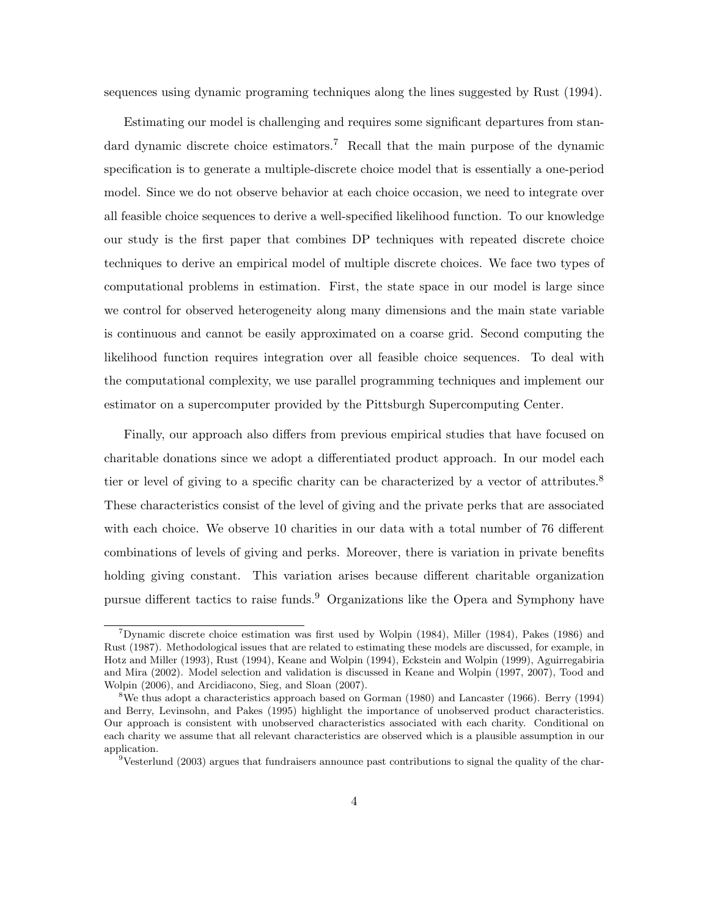sequences using dynamic programing techniques along the lines suggested by Rust (1994).

Estimating our model is challenging and requires some significant departures from standard dynamic discrete choice estimators.[7] Recall that the main purpose of the dynamic specification is to generate a multiple-discrete choice model that is essentially a one-period model. Since we do not observe behavior at each choice occasion, we need to integrate over all feasible choice sequences to derive a well-specified likelihood function. To our knowledge our study is the first paper that combines DP techniques with repeated discrete choice techniques to derive an empirical model of multiple discrete choices. We face two types of computational problems in estimation. First, the state space in our model is large since we control for observed heterogeneity along many dimensions and the main state variable is continuous and cannot be easily approximated on a coarse grid. Second computing the likelihood function requires integration over all feasible choice sequences. To deal with the computational complexity, we use parallel programming techniques and implement our estimator on a supercomputer provided by the Pittsburgh Supercomputing Center.

Finally, our approach also differs from previous empirical studies that have focused on charitable donations since we adopt a differentiated product approach. In our model each tier or level of giving to a specific charity can be characterized by a vector of attributes.[8] These characteristics consist of the level of giving and the private perks that are associated with each choice. We observe 10 charities in our data with a total number of 76 different combinations of levels of giving and perks. Moreover, there is variation in private benefits holding giving constant. This variation arises because different charitable organization pursue different tactics to raise funds.[9] Organizations like the Opera and Symphony have

[7] Dynamic discrete choice estimation was first used by Wolpin (1984), Miller (1984), Pakes (1986) and Rust (1987). Methodological issues that are related to estimating these models are discussed, for example, in Hotz and Miller (1993), Rust (1994), Keane and Wolpin (1994), Eckstein and Wolpin (1999), Aguirregabiria and Mira (2002). Model selection and validation is discussed in Keane and Wolpin (1997, 2007), Tood and Wolpin (2006), and Arcidiacono, Sieg, and Sloan (2007).

[8] We thus adopt a characteristics approach based on Gorman (1980) and Lancaster (1966). Berry (1994) and Berry, Levinsohn, and Pakes (1995) highlight the importance of unobserved product characteristics. Our approach is consistent with unobserved characteristics associated with each charity. Conditional on each charity we assume that all relevant characteristics are observed which is a plausible assumption in our application.

[9] Vesterlund (2003) argues that fundraisers announce past contributions to signal the quality of the char-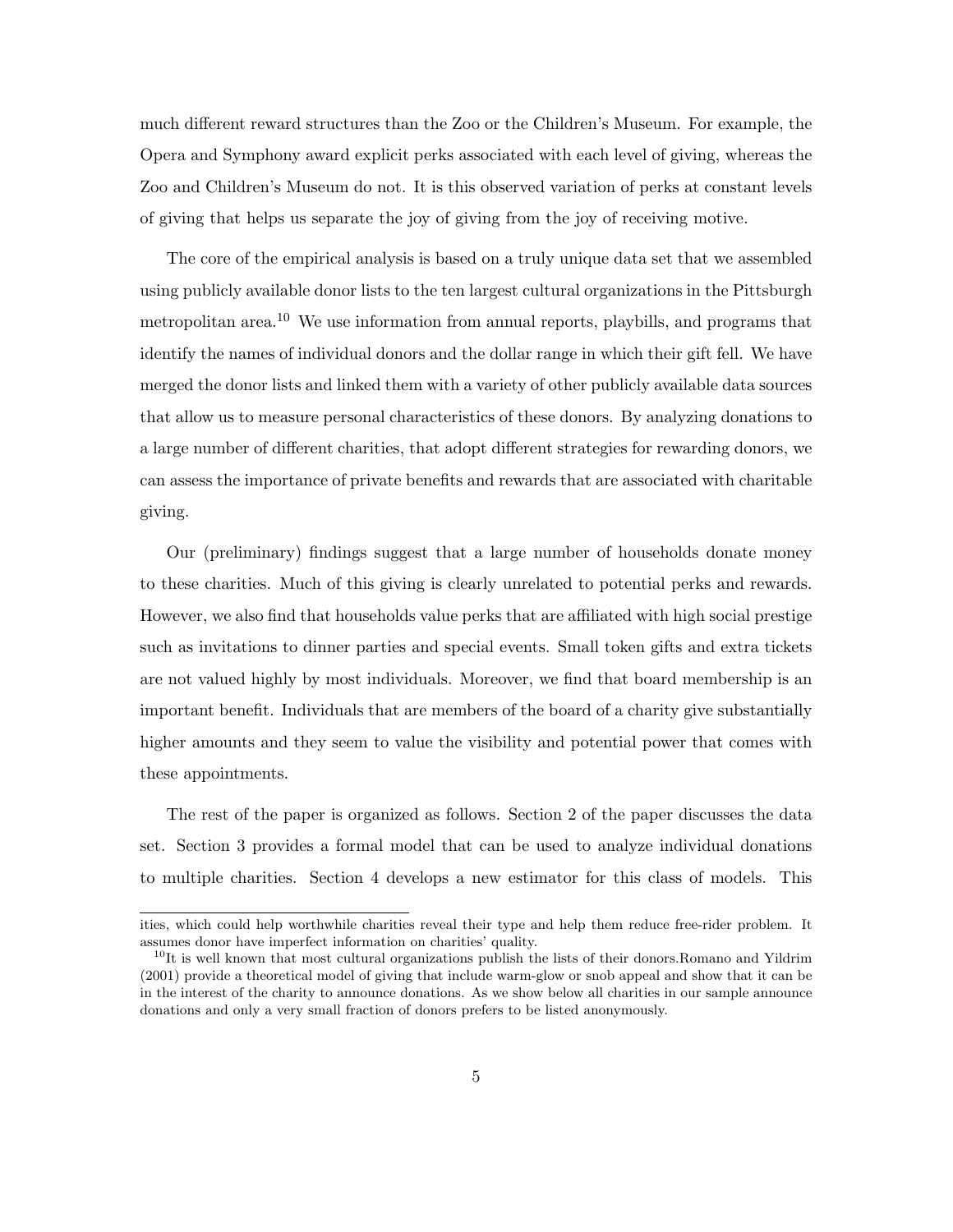much different reward structures than the Zoo or the Children's Museum. For example, the Opera and Symphony award explicit perks associated with each level of giving, whereas the Zoo and Children's Museum do not. It is this observed variation of perks at constant levels of giving that helps us separate the joy of giving from the joy of receiving motive.

The core of the empirical analysis is based on a truly unique data set that we assembled using publicly available donor lists to the ten largest cultural organizations in the Pittsburgh metropolitan area.[10] We use information from annual reports, playbills, and programs that identify the names of individual donors and the dollar range in which their gift fell. We have merged the donor lists and linked them with a variety of other publicly available data sources that allow us to measure personal characteristics of these donors. By analyzing donations to a large number of different charities, that adopt different strategies for rewarding donors, we can assess the importance of private benefits and rewards that are associated with charitable giving.

Our (preliminary) findings suggest that a large number of households donate money to these charities. Much of this giving is clearly unrelated to potential perks and rewards. However, we also find that households value perks that are affiliated with high social prestige such as invitations to dinner parties and special events. Small token gifts and extra tickets are not valued highly by most individuals. Moreover, we find that board membership is an important benefit. Individuals that are members of the board of a charity give substantially higher amounts and they seem to value the visibility and potential power that comes with these appointments.

The rest of the paper is organized as follows. Section 2 of the paper discusses the data set. Section 3 provides a formal model that can be used to analyze individual donations to multiple charities. Section 4 develops a new estimator for this class of models. This

---

ities, which could help worthwhile charities reveal their type and help them reduce free-rider problem. It assumes donor have imperfect information on charities' quality.

[10]It is well known that most cultural organizations publish the lists of their donors.Romano and Yildrim (2001) provide a theoretical model of giving that include warm-glow or snob appeal and show that it can be in the interest of the charity to announce donations. As we show below all charities in our sample announce donations and only a very small fraction of donors prefers to be listed anonymously.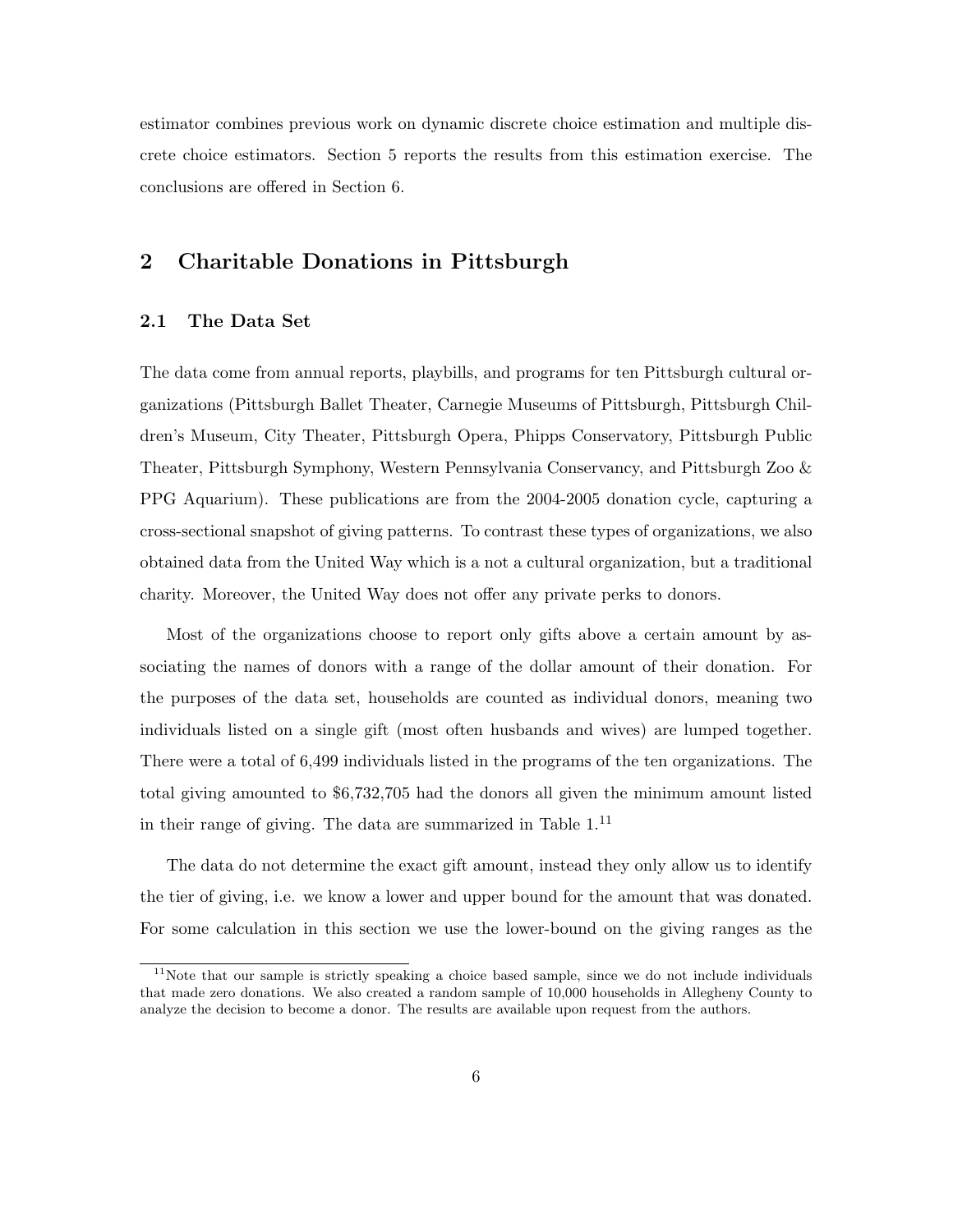estimator combines previous work on dynamic discrete choice estimation and multiple discrete choice estimators. Section 5 reports the results from this estimation exercise. The conclusions are offered in Section 6.

## 2 Charitable Donations in Pittsburgh

### 2.1 The Data Set

The data come from annual reports, playbills, and programs for ten Pittsburgh cultural organizations (Pittsburgh Ballet Theater, Carnegie Museums of Pittsburgh, Pittsburgh Children's Museum, City Theater, Pittsburgh Opera, Phipps Conservatory, Pittsburgh Public Theater, Pittsburgh Symphony, Western Pennsylvania Conservancy, and Pittsburgh Zoo & PPG Aquarium). These publications are from the 2004-2005 donation cycle, capturing a cross-sectional snapshot of giving patterns. To contrast these types of organizations, we also obtained data from the United Way which is a not a cultural organization, but a traditional charity. Moreover, the United Way does not offer any private perks to donors.

Most of the organizations choose to report only gifts above a certain amount by associating the names of donors with a range of the dollar amount of their donation. For the purposes of the data set, households are counted as individual donors, meaning two individuals listed on a single gift (most often husbands and wives) are lumped together. There were a total of 6,499 individuals listed in the programs of the ten organizations. The total giving amounted to $6,732,705 had the donors all given the minimum amount listed in their range of giving. The data are summarized in Table 1.[11]

The data do not determine the exact gift amount, instead they only allow us to identify the tier of giving, i.e. we know a lower and upper bound for the amount that was donated. For some calculation in this section we use the lower-bound on the giving ranges as the

[11] Note that our sample is strictly speaking a choice based sample, since we do not include individuals that made zero donations. We also created a random sample of 10,000 households in Allegheny County to analyze the decision to become a donor. The results are available upon request from the authors.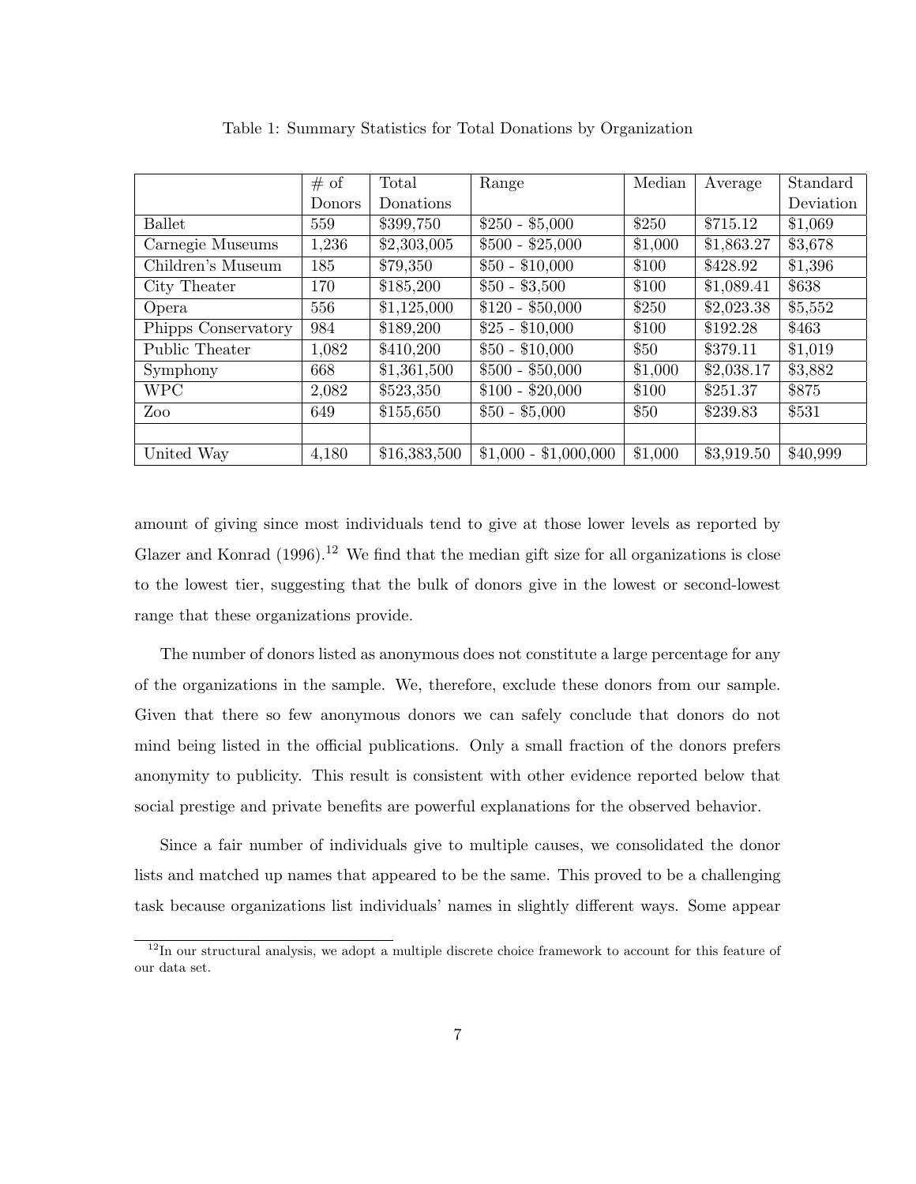Table 1: Summary Statistics for Total Donations by Organization

| | # of Donors | Total Donations | Range | Median | Average | Standard Deviation |
|---|---|---|---|---|---|---|
| Ballet | 559 | $399,750 | $250 - $5,000 | $250 | $715.12 | $1,069 |
| Carnegie Museums | 1,236 | $2,303,005 | $500 - $25,000 | $1,000 | $1,863.27 | $3,678 |
| Children's Museum | 185 | $79,350 | $50 - $10,000 | $100 | $428.92 | $1,396 |
| City Theater | 170 | $185,200 | $50 - $3,500 | $100 | $1,089.41 | $638 |
| Opera | 556 | $1,125,000 | $120 - $50,000 | $250 | $2,023.38 | $5,552 |
| Phipps Conservatory | 984 | $189,200 | $25 - $10,000 | $100 | $192.28 | $463 |
| Public Theater | 1,082 | $410,200 | $50 - $10,000 | $50 | $379.11 | $1,019 |
| Symphony | 668 | $1,361,500 | $500 - $50,000 | $1,000 | $2,038.17 | $3,882 |
| WPC | 2,082 | $523,350 | $100 - $20,000 | $100 | $251.37 | $875 |
| Zoo | 649 | $155,650 | $50 - $5,000 | $50 | $239.83 | $531 |
| | | | | | | |
| United Way | 4,180 | $16,383,500 | $1,000 - $1,000,000 | $1,000 | $3,919.50 | $40,999 |

amount of giving since most individuals tend to give at those lower levels as reported by Glazer and Konrad (1996).[12] We find that the median gift size for all organizations is close to the lowest tier, suggesting that the bulk of donors give in the lowest or second-lowest range that these organizations provide.

The number of donors listed as anonymous does not constitute a large percentage for any of the organizations in the sample. We, therefore, exclude these donors from our sample. Given that there so few anonymous donors we can safely conclude that donors do not mind being listed in the official publications. Only a small fraction of the donors prefers anonymity to publicity. This result is consistent with other evidence reported below that social prestige and private benefits are powerful explanations for the observed behavior.

Since a fair number of individuals give to multiple causes, we consolidated the donor lists and matched up names that appeared to be the same. This proved to be a challenging task because organizations list individuals' names in slightly different ways. Some appear

[12] In our structural analysis, we adopt a multiple discrete choice framework to account for this feature of our data set.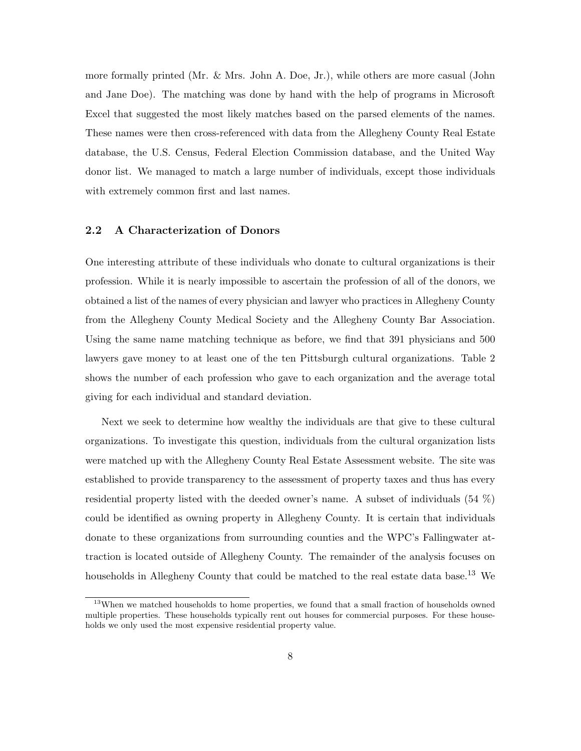more formally printed (Mr. & Mrs. John A. Doe, Jr.), while others are more casual (John and Jane Doe). The matching was done by hand with the help of programs in Microsoft Excel that suggested the most likely matches based on the parsed elements of the names. These names were then cross-referenced with data from the Allegheny County Real Estate database, the U.S. Census, Federal Election Commission database, and the United Way donor list. We managed to match a large number of individuals, except those individuals with extremely common first and last names.

### 2.2 A Characterization of Donors

One interesting attribute of these individuals who donate to cultural organizations is their profession. While it is nearly impossible to ascertain the profession of all of the donors, we obtained a list of the names of every physician and lawyer who practices in Allegheny County from the Allegheny County Medical Society and the Allegheny County Bar Association. Using the same name matching technique as before, we find that 391 physicians and 500 lawyers gave money to at least one of the ten Pittsburgh cultural organizations. Table 2 shows the number of each profession who gave to each organization and the average total giving for each individual and standard deviation.

Next we seek to determine how wealthy the individuals are that give to these cultural organizations. To investigate this question, individuals from the cultural organization lists were matched up with the Allegheny County Real Estate Assessment website. The site was established to provide transparency to the assessment of property taxes and thus has every residential property listed with the deeded owner's name. A subset of individuals (54 %) could be identified as owning property in Allegheny County. It is certain that individuals donate to these organizations from surrounding counties and the WPC's Fallingwater attraction is located outside of Allegheny County. The remainder of the analysis focuses on households in Allegheny County that could be matched to the real estate data base.[13] We

[13] When we matched households to home properties, we found that a small fraction of households owned multiple properties. These households typically rent out houses for commercial purposes. For these households we only used the most expensive residential property value.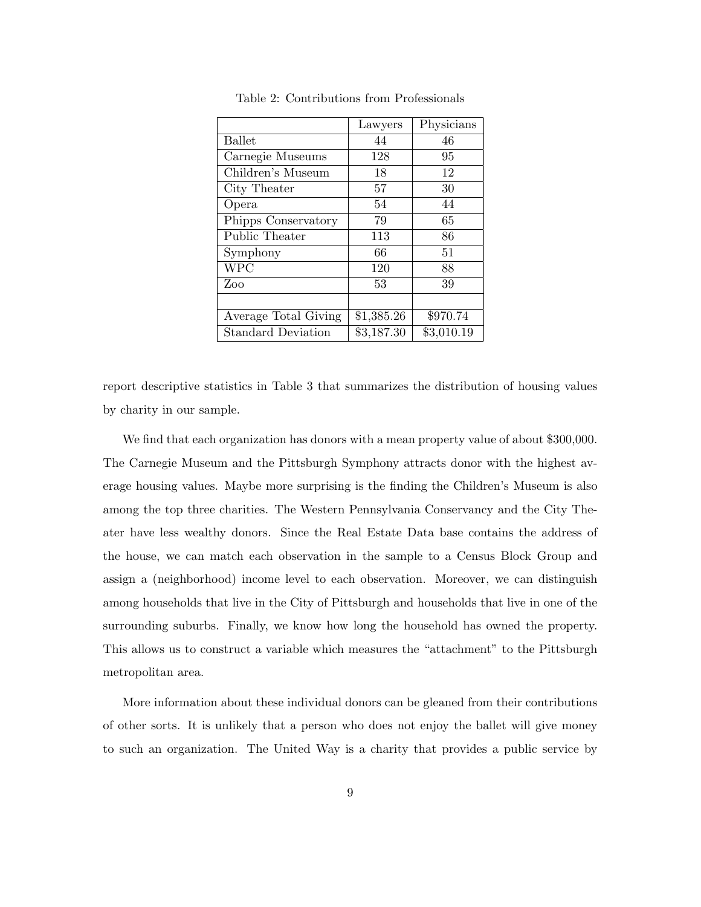Table 2: Contributions from Professionals

| | Lawyers | Physicians |
|---|---|---|
| Ballet | 44 | 46 |
| Carnegie Museums | 128 | 95 |
| Children's Museum | 18 | 12 |
| City Theater | 57 | 30 |
| Opera | 54 | 44 |
| Phipps Conservatory | 79 | 65 |
| Public Theater | 113 | 86 |
| Symphony | 66 | 51 |
| WPC | 120 | 88 |
| Zoo | 53 | 39 |
| | | |
| Average Total Giving | $1,385.26 | $970.74 |
| Standard Deviation | $3,187.30 | $3,010.19 |

report descriptive statistics in Table 3 that summarizes the distribution of housing values by charity in our sample.

We find that each organization has donors with a mean property value of about $300,000. The Carnegie Museum and the Pittsburgh Symphony attracts donor with the highest average housing values. Maybe more surprising is the finding the Children's Museum is also among the top three charities. The Western Pennsylvania Conservancy and the City Theater have less wealthy donors. Since the Real Estate Data base contains the address of the house, we can match each observation in the sample to a Census Block Group and assign a (neighborhood) income level to each observation. Moreover, we can distinguish among households that live in the City of Pittsburgh and households that live in one of the surrounding suburbs. Finally, we know how long the household has owned the property. This allows us to construct a variable which measures the "attachment" to the Pittsburgh metropolitan area.

More information about these individual donors can be gleaned from their contributions of other sorts. It is unlikely that a person who does not enjoy the ballet will give money to such an organization. The United Way is a charity that provides a public service by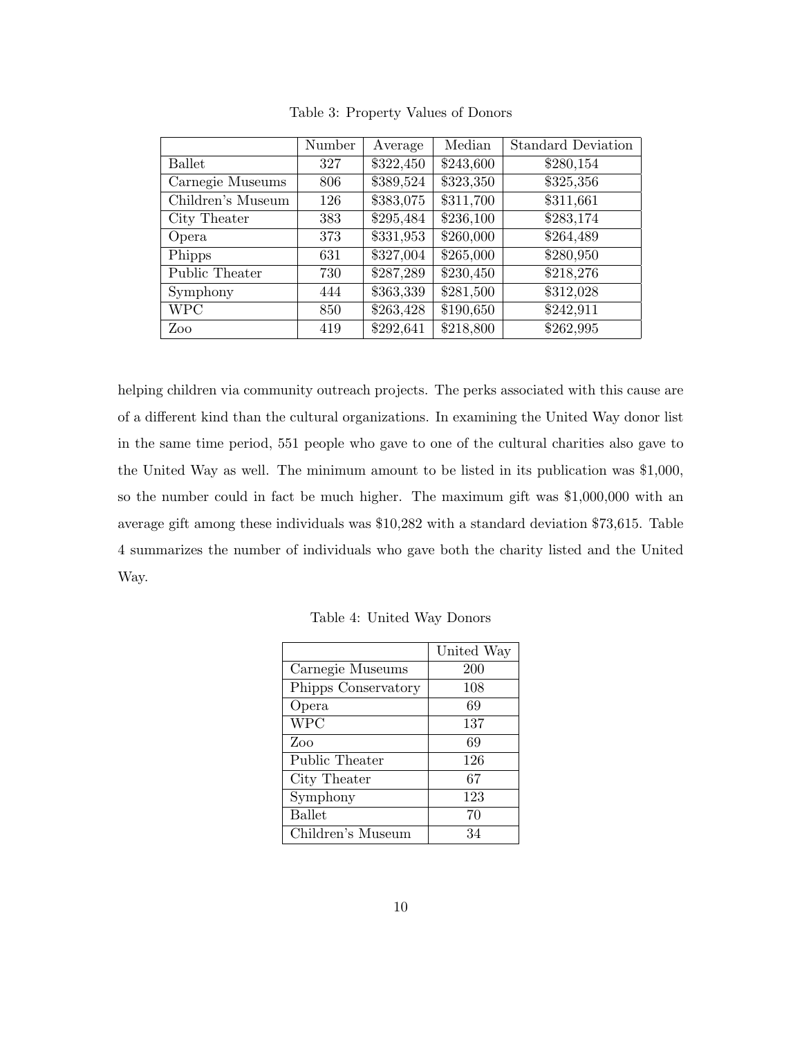Table 3: Property Values of Donors

| | Number | Average | Median | Standard Deviation |
|---|---|---|---|---|
| Ballet | 327 | $322,450 | $243,600 | $280,154 |
| Carnegie Museums | 806 | $389,524 | $323,350 | $325,356 |
| Children's Museum | 126 | $383,075 | $311,700 | $311,661 |
| City Theater | 383 | $295,484 | $236,100 | $283,174 |
| Opera | 373 | $331,953 | $260,000 | $264,489 |
| Phipps | 631 | $327,004 | $265,000 | $280,950 |
| Public Theater | 730 | $287,289 | $230,450 | $218,276 |
| Symphony | 444 | $363,339 | $281,500 | $312,028 |
| WPC | 850 | $263,428 | $190,650 | $242,911 |
| Zoo | 419 | $292,641 | $218,800 | $262,995 |

helping children via community outreach projects. The perks associated with this cause are of a different kind than the cultural organizations. In examining the United Way donor list in the same time period, 551 people who gave to one of the cultural charities also gave to the United Way as well. The minimum amount to be listed in its publication was $1,000, so the number could in fact be much higher. The maximum gift was $1,000,000 with an average gift among these individuals was $10,282 with a standard deviation $73,615. Table 4 summarizes the number of individuals who gave both the charity listed and the United Way.

Table 4: United Way Donors

| | United Way |
|---|---|
| Carnegie Museums | 200 |
| Phipps Conservatory | 108 |
| Opera | 69 |
| WPC | 137 |
| Zoo | 69 |
| Public Theater | 126 |
| City Theater | 67 |
| Symphony | 123 |
| Ballet | 70 |
| Children's Museum | 34 |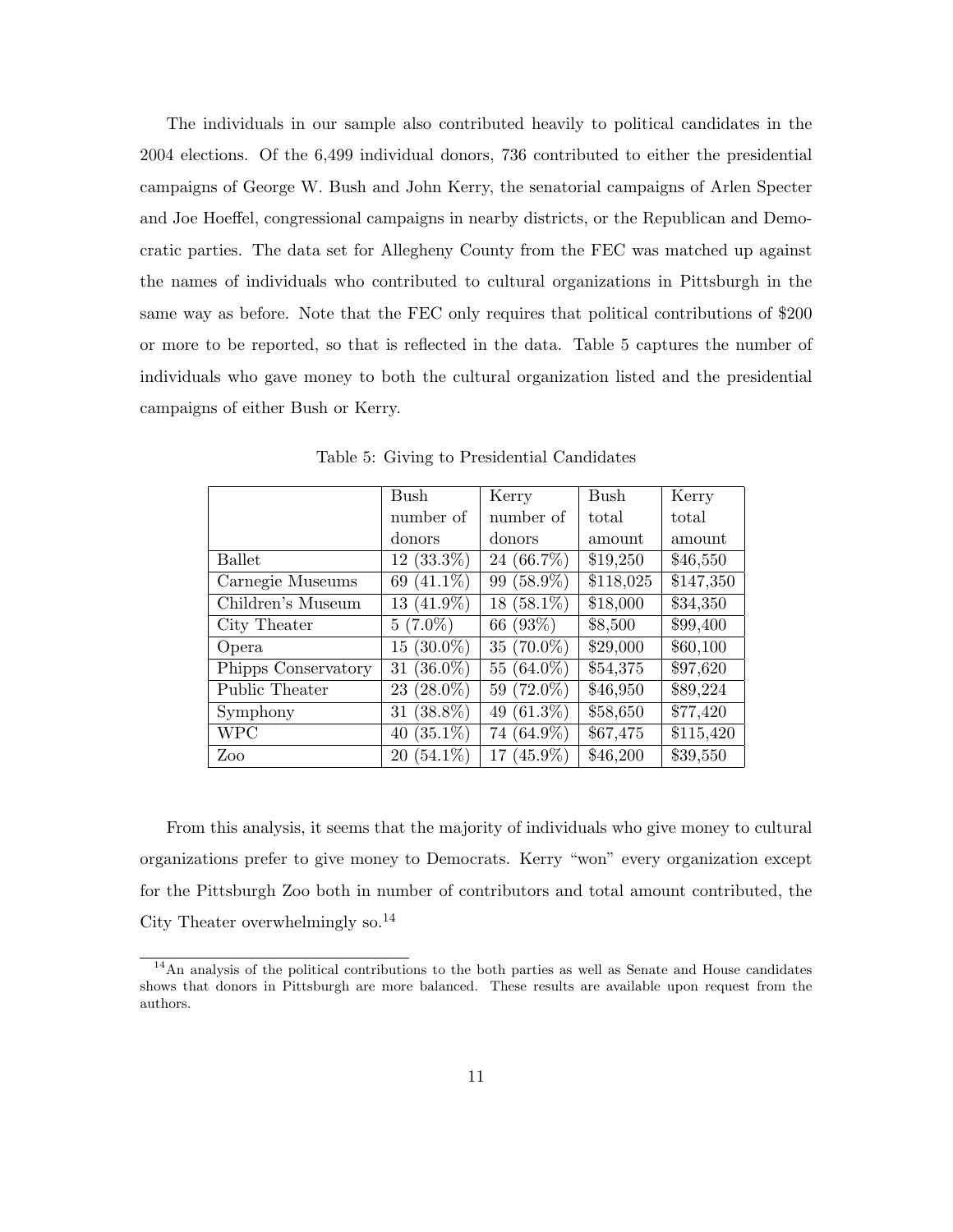The individuals in our sample also contributed heavily to political candidates in the 2004 elections. Of the 6,499 individual donors, 736 contributed to either the presidential campaigns of George W. Bush and John Kerry, the senatorial campaigns of Arlen Specter and Joe Hoeffel, congressional campaigns in nearby districts, or the Republican and Democratic parties. The data set for Allegheny County from the FEC was matched up against the names of individuals who contributed to cultural organizations in Pittsburgh in the same way as before. Note that the FEC only requires that political contributions of $200 or more to be reported, so that is reflected in the data. Table 5 captures the number of individuals who gave money to both the cultural organization listed and the presidential campaigns of either Bush or Kerry.

Table 5: Giving to Presidential Candidates

| | Bush number of donors | Kerry number of donors | Bush total amount | Kerry total amount |
|---|---|---|---|---|
| Ballet | 12 (33.3%) | 24 (66.7%) | $19,250 | $46,550 |
| Carnegie Museums | 69 (41.1%) | 99 (58.9%) | $118,025 | $147,350 |
| Children's Museum | 13 (41.9%) | 18 (58.1%) | $18,000 | $34,350 |
| City Theater | 5 (7.0%) | 66 (93%) | $8,500 | $99,400 |
| Opera | 15 (30.0%) | 35 (70.0%) | $29,000 | $60,100 |
| Phipps Conservatory | 31 (36.0%) | 55 (64.0%) | $54,375 | $97,620 |
| Public Theater | 23 (28.0%) | 59 (72.0%) | $46,950 | $89,224 |
| Symphony | 31 (38.8%) | 49 (61.3%) | $58,650 | $77,420 |
| WPC | 40 (35.1%) | 74 (64.9%) | $67,475 | $115,420 |
| Zoo | 20 (54.1%) | 17 (45.9%) | $46,200 | $39,550 |

From this analysis, it seems that the majority of individuals who give money to cultural organizations prefer to give money to Democrats. Kerry "won" every organization except for the Pittsburgh Zoo both in number of contributors and total amount contributed, the City Theater overwhelmingly so.[14]

[14] An analysis of the political contributions to the both parties as well as Senate and House candidates shows that donors in Pittsburgh are more balanced. These results are available upon request from the authors.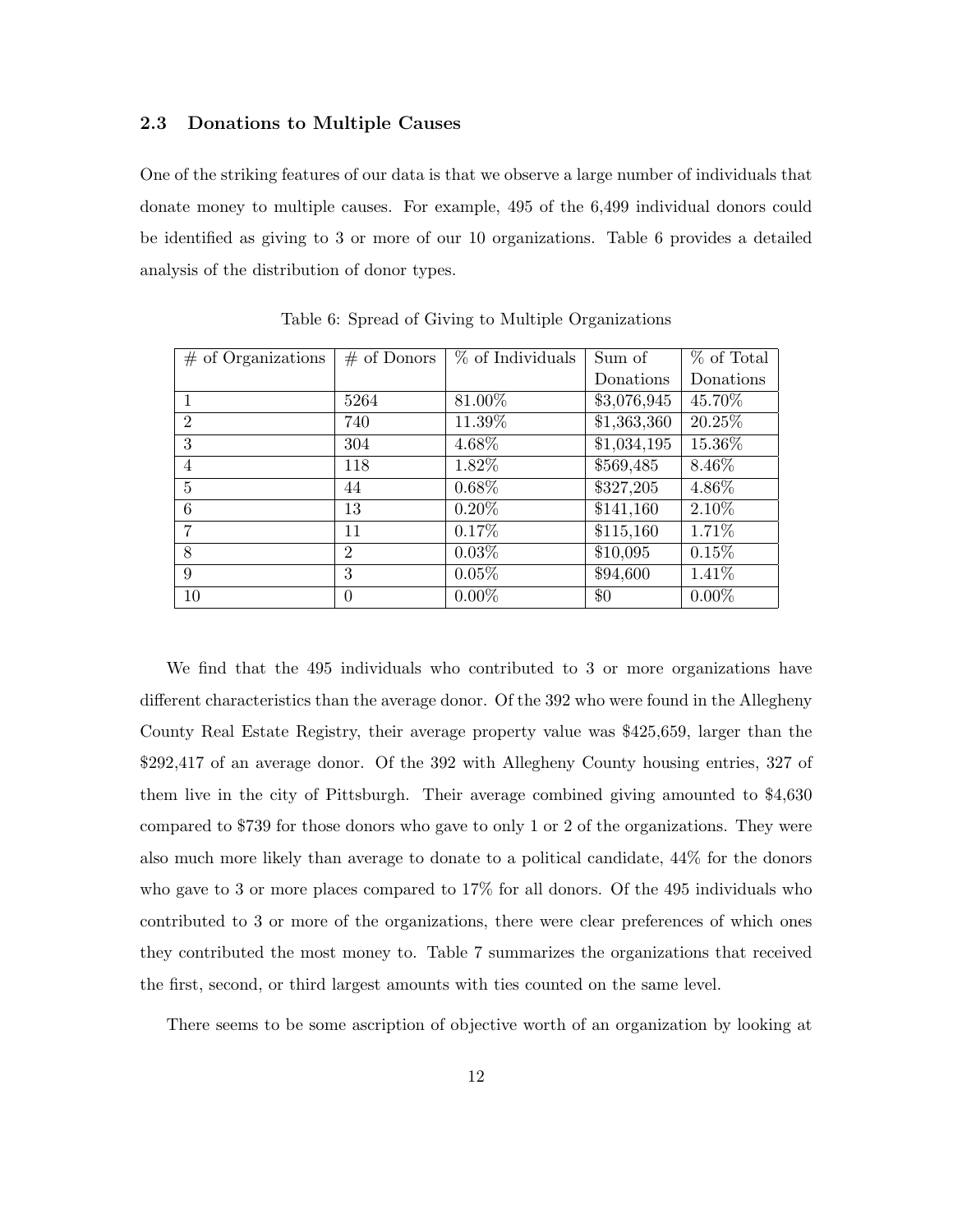### 2.3 Donations to Multiple Causes

One of the striking features of our data is that we observe a large number of individuals that donate money to multiple causes. For example, 495 of the 6,499 individual donors could be identified as giving to 3 or more of our 10 organizations. Table 6 provides a detailed analysis of the distribution of donor types.

Table 6: Spread of Giving to Multiple Organizations

| # of Organizations | # of Donors | % of Individuals | Sum of Donations | % of Total Donations |
|---|---|---|---|---|
| 1 | 5264 | 81.00% | $3,076,945 | 45.70% |
| 2 | 740 | 11.39% | $1,363,360 | 20.25% |
| 3 | 304 | 4.68% | $1,034,195 | 15.36% |
| 4 | 118 | 1.82% | $569,485 | 8.46% |
| 5 | 44 | 0.68% | $327,205 | 4.86% |
| 6 | 13 | 0.20% | $141,160 | 2.10% |
| 7 | 11 | 0.17% | $115,160 | 1.71% |
| 8 | 2 | 0.03% | $10,095 | 0.15% |
| 9 | 3 | 0.05% | $94,600 | 1.41% |
| 10 | 0 | 0.00% | $0 | 0.00% |

We find that the 495 individuals who contributed to 3 or more organizations have different characteristics than the average donor. Of the 392 who were found in the Allegheny County Real Estate Registry, their average property value was $425,659, larger than the $292,417 of an average donor. Of the 392 with Allegheny County housing entries, 327 of them live in the city of Pittsburgh. Their average combined giving amounted to $4,630 compared to $739 for those donors who gave to only 1 or 2 of the organizations. They were also much more likely than average to donate to a political candidate, 44% for the donors who gave to 3 or more places compared to 17% for all donors. Of the 495 individuals who contributed to 3 or more of the organizations, there were clear preferences of which ones they contributed the most money to. Table 7 summarizes the organizations that received the first, second, or third largest amounts with ties counted on the same level.

There seems to be some ascription of objective worth of an organization by looking at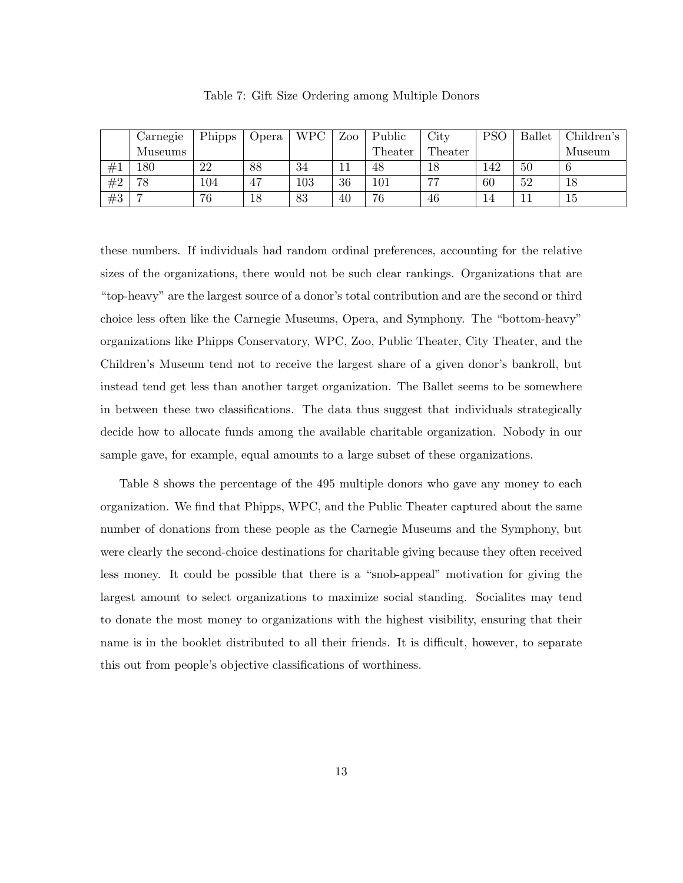Table 7: Gift Size Ordering among Multiple Donors

| | Carnegie Museums | Phipps | Opera | WPC | Zoo | Public Theater | City Theater | PSO | Ballet | Children's Museum |
|---|---|---|---|---|---|---|---|---|---|---|
| #1 | 180 | 22 | 88 | 34 | 11 | 48 | 18 | 142 | 50 | 6 |
| #2 | 78 | 104 | 47 | 103 | 36 | 101 | 77 | 60 | 52 | 18 |
| #3 | 7 | 76 | 18 | 83 | 40 | 76 | 46 | 14 | 11 | 15 |

these numbers. If individuals had random ordinal preferences, accounting for the relative sizes of the organizations, there would not be such clear rankings. Organizations that are "top-heavy" are the largest source of a donor's total contribution and are the second or third choice less often like the Carnegie Museums, Opera, and Symphony. The "bottom-heavy" organizations like Phipps Conservatory, WPC, Zoo, Public Theater, City Theater, and the Children's Museum tend not to receive the largest share of a given donor's bankroll, but instead tend get less than another target organization. The Ballet seems to be somewhere in between these two classifications. The data thus suggest that individuals strategically decide how to allocate funds among the available charitable organization. Nobody in our sample gave, for example, equal amounts to a large subset of these organizations.

Table 8 shows the percentage of the 495 multiple donors who gave any money to each organization. We find that Phipps, WPC, and the Public Theater captured about the same number of donations from these people as the Carnegie Museums and the Symphony, but were clearly the second-choice destinations for charitable giving because they often received less money. It could be possible that there is a "snob-appeal" motivation for giving the largest amount to select organizations to maximize social standing. Socialites may tend to donate the most money to organizations with the highest visibility, ensuring that their name is in the booklet distributed to all their friends. It is difficult, however, to separate this out from people's objective classifications of worthiness.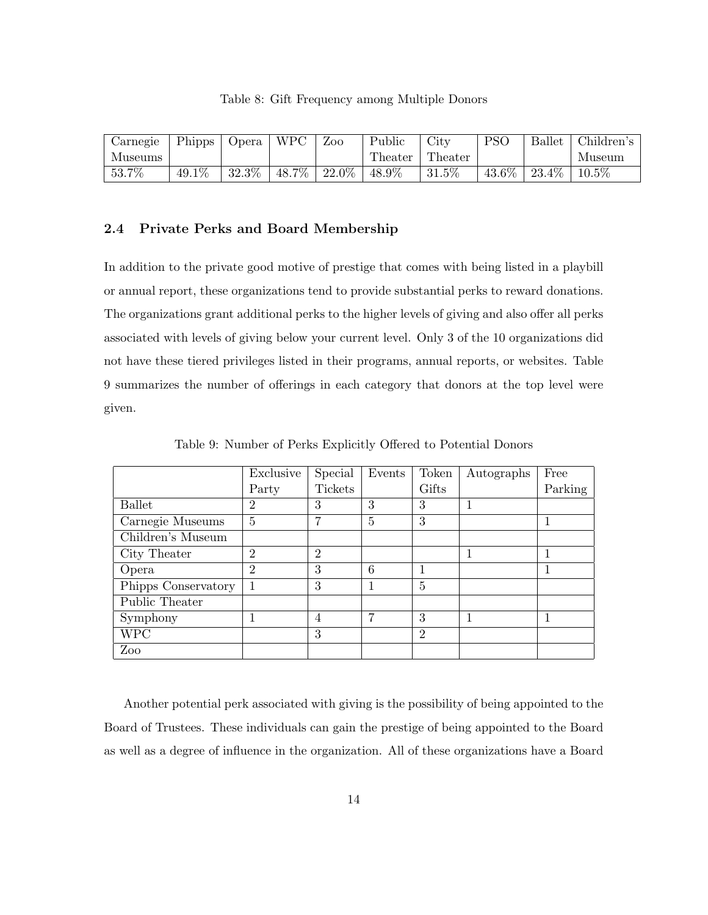Table 8: Gift Frequency among Multiple Donors

| Carnegie Museums | Phipps | Opera | WPC | Zoo | Public Theater | City Theater | PSO | Ballet | Children's Museum |
|---|---|---|---|---|---|---|---|---|---|
| 53.7% | 49.1% | 32.3% | 48.7% | 22.0% | 48.9% | 31.5% | 43.6% | 23.4% | 10.5% |

## 2.4 Private Perks and Board Membership

In addition to the private good motive of prestige that comes with being listed in a playbill or annual report, these organizations tend to provide substantial perks to reward donations. The organizations grant additional perks to the higher levels of giving and also offer all perks associated with levels of giving below your current level. Only 3 of the 10 organizations did not have these tiered privileges listed in their programs, annual reports, or websites. Table 9 summarizes the number of offerings in each category that donors at the top level were given.

Table 9: Number of Perks Explicitly Offered to Potential Donors

| | Exclusive Party | Special Tickets | Events | Token Gifts | Autographs | Free Parking |
|---|---|---|---|---|---|---|
| Ballet | 2 | 3 | 3 | 3 | 1 | |
| Carnegie Museums | 5 | 7 | 5 | 3 | | 1 |
| Children's Museum | | | | | | |
| City Theater | 2 | 2 | | | 1 | 1 |
| Opera | 2 | 3 | 6 | 1 | | 1 |
| Phipps Conservatory | 1 | 3 | 1 | 5 | | |
| Public Theater | | | | | | |
| Symphony | 1 | 4 | 7 | 3 | 1 | 1 |
| WPC | | 3 | | 2 | | |
| Zoo | | | | | | |

Another potential perk associated with giving is the possibility of being appointed to the Board of Trustees. These individuals can gain the prestige of being appointed to the Board as well as a degree of influence in the organization. All of these organizations have a Board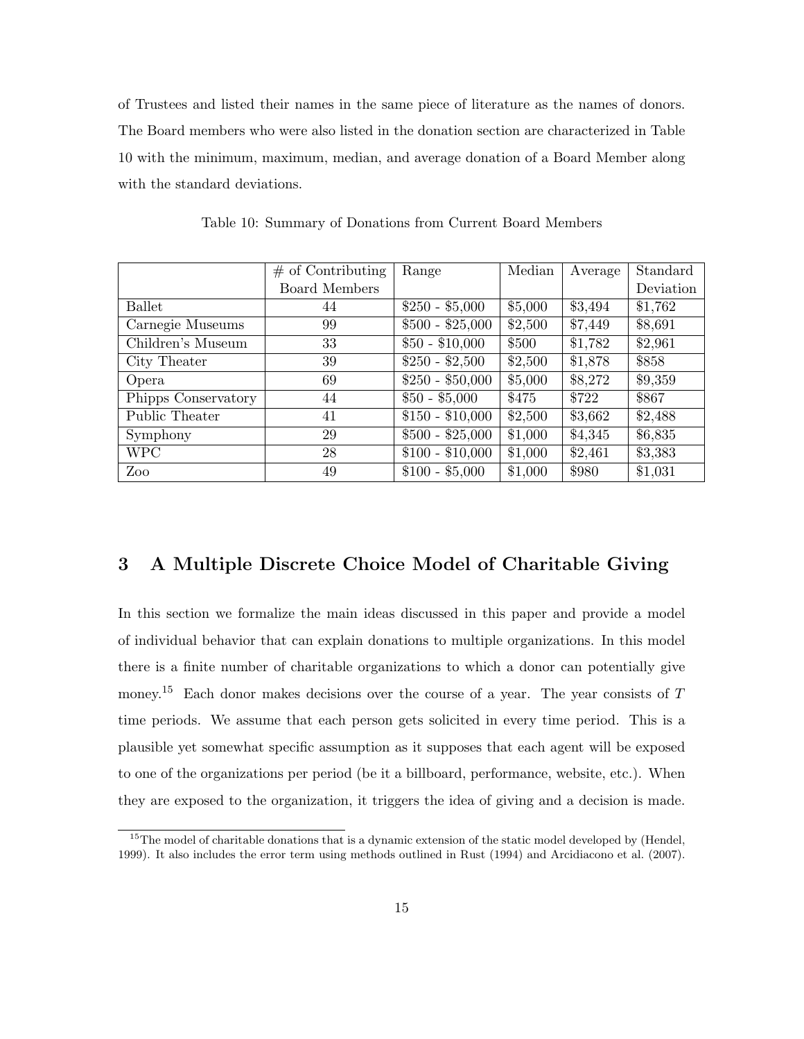of Trustees and listed their names in the same piece of literature as the names of donors. The Board members who were also listed in the donation section are characterized in Table 10 with the minimum, maximum, median, and average donation of a Board Member along with the standard deviations.

Table 10: Summary of Donations from Current Board Members

| | # of Contributing Board Members | Range | Median | Average | Standard Deviation |
|---|---|---|---|---|---|
| Ballet | 44 | $250 - $5,000 | $5,000 | $3,494 | $1,762 |
| Carnegie Museums | 99 | $500 - $25,000 | $2,500 | $7,449 | $8,691 |
| Children's Museum | 33 | $50 - $10,000 | $500 | $1,782 | $2,961 |
| City Theater | 39 | $250 - $2,500 | $2,500 | $1,878 | $858 |
| Opera | 69 | $250 - $50,000 | $5,000 | $8,272 | $9,359 |
| Phipps Conservatory | 44 | $50 - $5,000 | $475 | $722 | $867 |
| Public Theater | 41 | $150 - $10,000 | $2,500 | $3,662 | $2,488 |
| Symphony | 29 | $500 - $25,000 | $1,000 | $4,345 | $6,835 |
| WPC | 28 | $100 - $10,000 | $1,000 | $2,461 | $3,383 |
| Zoo | 49 | $100 - $5,000 | $1,000 | $980 | $1,031 |

## 3 A Multiple Discrete Choice Model of Charitable Giving

In this section we formalize the main ideas discussed in this paper and provide a model of individual behavior that can explain donations to multiple organizations. In this model there is a finite number of charitable organizations to which a donor can potentially give money.[15] Each donor makes decisions over the course of a year. The year consists of $T$ time periods. We assume that each person gets solicited in every time period. This is a plausible yet somewhat specific assumption as it supposes that each agent will be exposed to one of the organizations per period (be it a billboard, performance, website, etc.). When they are exposed to the organization, it triggers the idea of giving and a decision is made.

[15] The model of charitable donations that is a dynamic extension of the static model developed by (Hendel, 1999). It also includes the error term using methods outlined in Rust (1994) and Arcidiacono et al. (2007).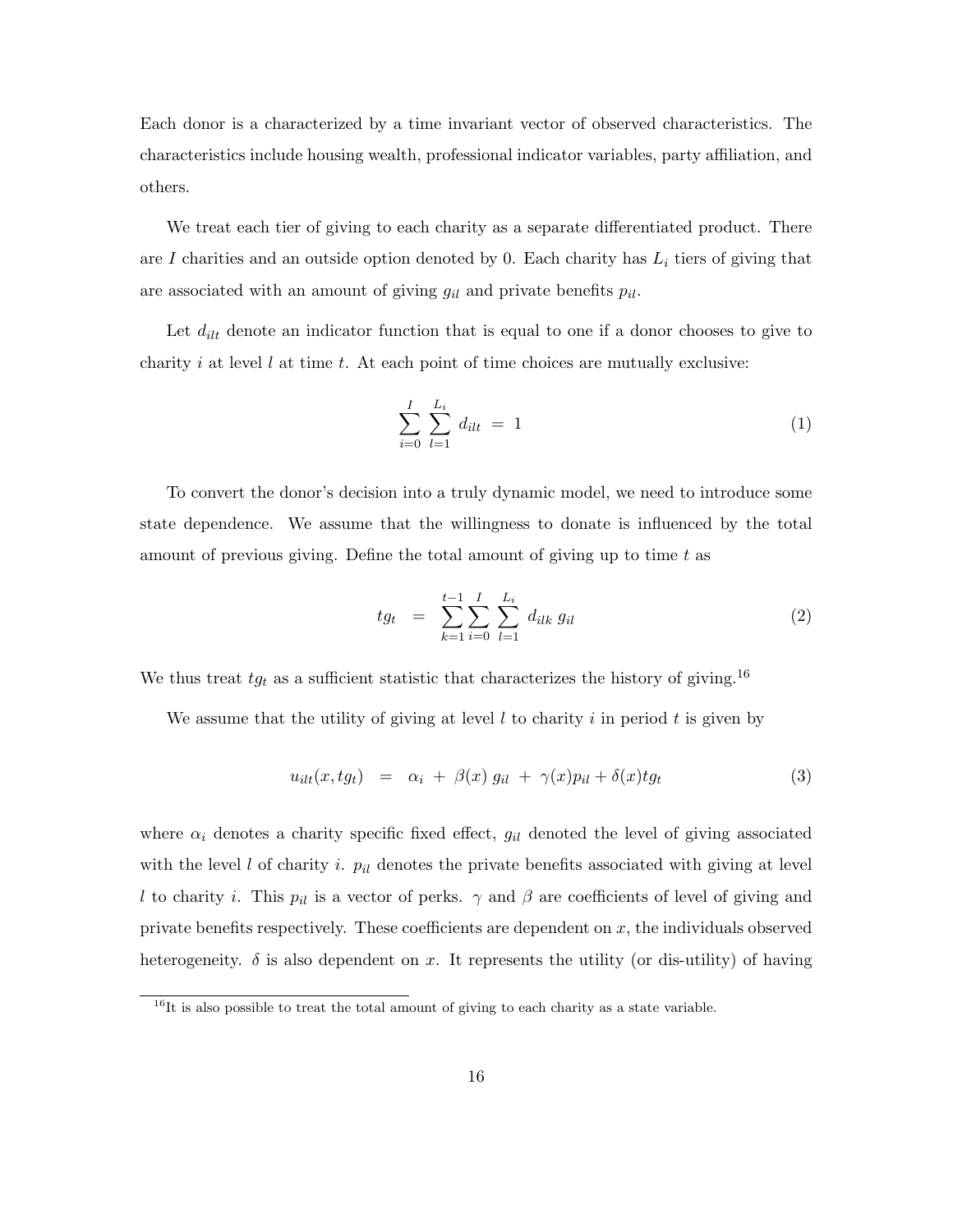Each donor is a characterized by a time invariant vector of observed characteristics. The characteristics include housing wealth, professional indicator variables, party affiliation, and others.

We treat each tier of giving to each charity as a separate differentiated product. There are $I$ charities and an outside option denoted by 0. Each charity has $L_i$ tiers of giving that are associated with an amount of giving $g_{il}$ and private benefits $p_{il}$.

Let $d_{ilt}$ denote an indicator function that is equal to one if a donor chooses to give to charity $i$ at level $l$ at time $t$. At each point of time choices are mutually exclusive:

$$\sum_{i=0}^{I} \sum_{l=1}^{L_i} d_{ilt} \;=\; 1 \tag{1}$$

To convert the donor's decision into a truly dynamic model, we need to introduce some state dependence. We assume that the willingness to donate is influenced by the total amount of previous giving. Define the total amount of giving up to time $t$ as

$$tg_t \;\;=\;\; \sum_{k=1}^{t-1} \sum_{i=0}^{I} \sum_{l=1}^{L_i} d_{ilk}\; g_{il} \tag{2}$$

We thus treat $tg_t$ as a sufficient statistic that characterizes the history of giving.[16]

We assume that the utility of giving at level $l$ to charity $i$ in period $t$ is given by

$$u_{ilt}(x, tg_t) \;\;=\;\; \alpha_i \;+\; \beta(x)\; g_{il} \;+\; \gamma(x) p_{il} + \delta(x) tg_t \tag{3}$$

where $\alpha_i$ denotes a charity specific fixed effect, $g_{il}$ denoted the level of giving associated with the level $l$ of charity $i$. $p_{il}$ denotes the private benefits associated with giving at level $l$ to charity $i$. This $p_{il}$ is a vector of perks. $\gamma$ and $\beta$ are coefficients of level of giving and private benefits respectively. These coefficients are dependent on $x$, the individuals observed heterogeneity. $\delta$ is also dependent on $x$. It represents the utility (or dis-utility) of having

[16] It is also possible to treat the total amount of giving to each charity as a state variable.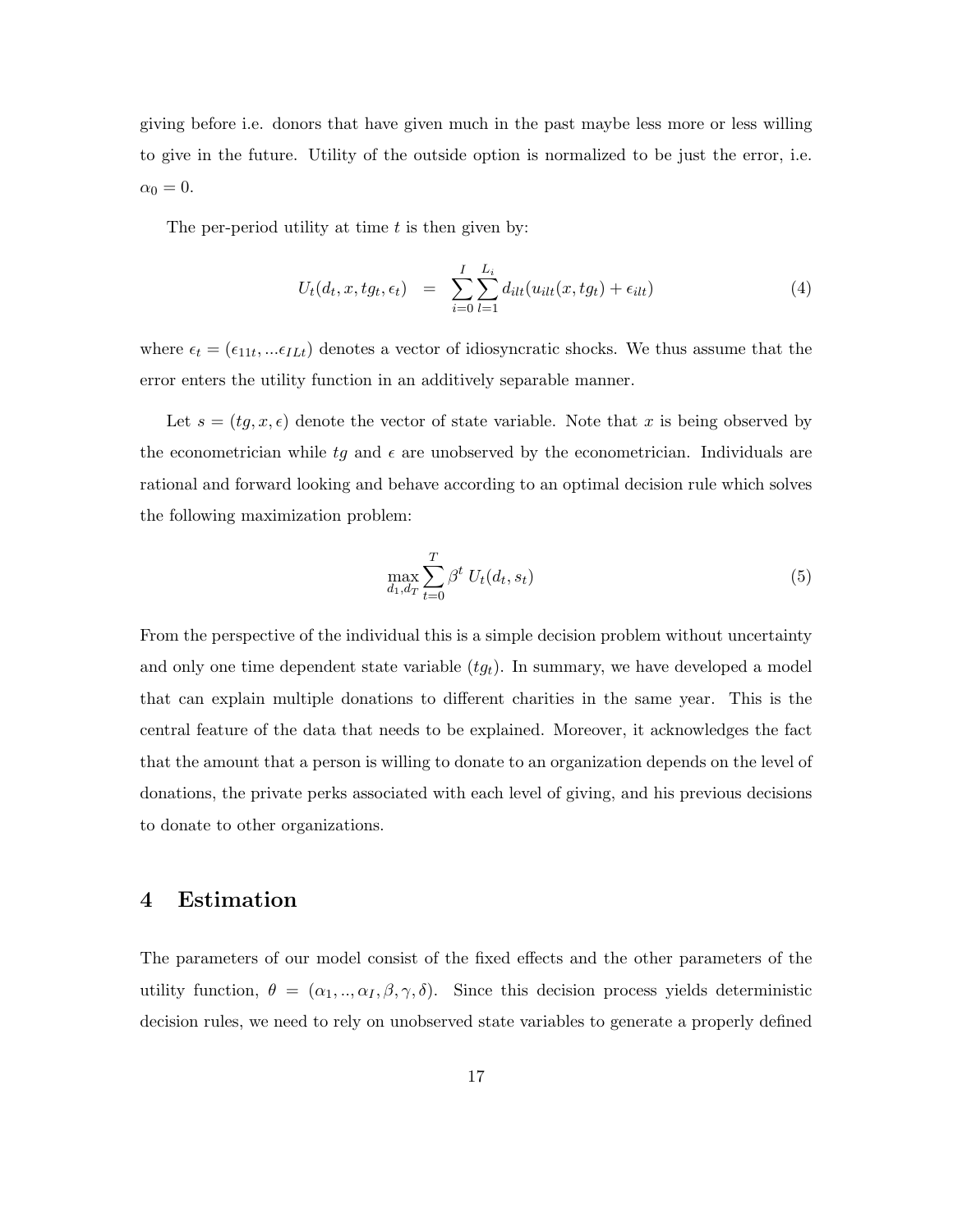giving before i.e. donors that have given much in the past maybe less more or less willing to give in the future. Utility of the outside option is normalized to be just the error, i.e. $\alpha_0 = 0$.

The per-period utility at time $t$ is then given by:

$$U_t(d_t, x, tg_t, \epsilon_t) \quad = \quad \sum_{i=0}^{I} \sum_{l=1}^{L_i} d_{ilt}(u_{ilt}(x, tg_t) + \epsilon_{ilt}) \tag{4}$$

where $\epsilon_t = (\epsilon_{11t}, ... \epsilon_{ILt})$ denotes a vector of idiosyncratic shocks. We thus assume that the error enters the utility function in an additively separable manner.

Let $s = (tg, x, \epsilon)$ denote the vector of state variable. Note that $x$ is being observed by the econometrician while $tg$ and $\epsilon$ are unobserved by the econometrician. Individuals are rational and forward looking and behave according to an optimal decision rule which solves the following maximization problem:

$$\max_{d_1, d_T} \sum_{t=0}^{T} \beta^t \; U_t(d_t, s_t) \tag{5}$$

From the perspective of the individual this is a simple decision problem without uncertainty and only one time dependent state variable ($tg_t$). In summary, we have developed a model that can explain multiple donations to different charities in the same year. This is the central feature of the data that needs to be explained. Moreover, it acknowledges the fact that the amount that a person is willing to donate to an organization depends on the level of donations, the private perks associated with each level of giving, and his previous decisions to donate to other organizations.

# 4 Estimation

The parameters of our model consist of the fixed effects and the other parameters of the utility function, $\theta = (\alpha_1, .., \alpha_I, \beta, \gamma, \delta)$. Since this decision process yields deterministic decision rules, we need to rely on unobserved state variables to generate a properly defined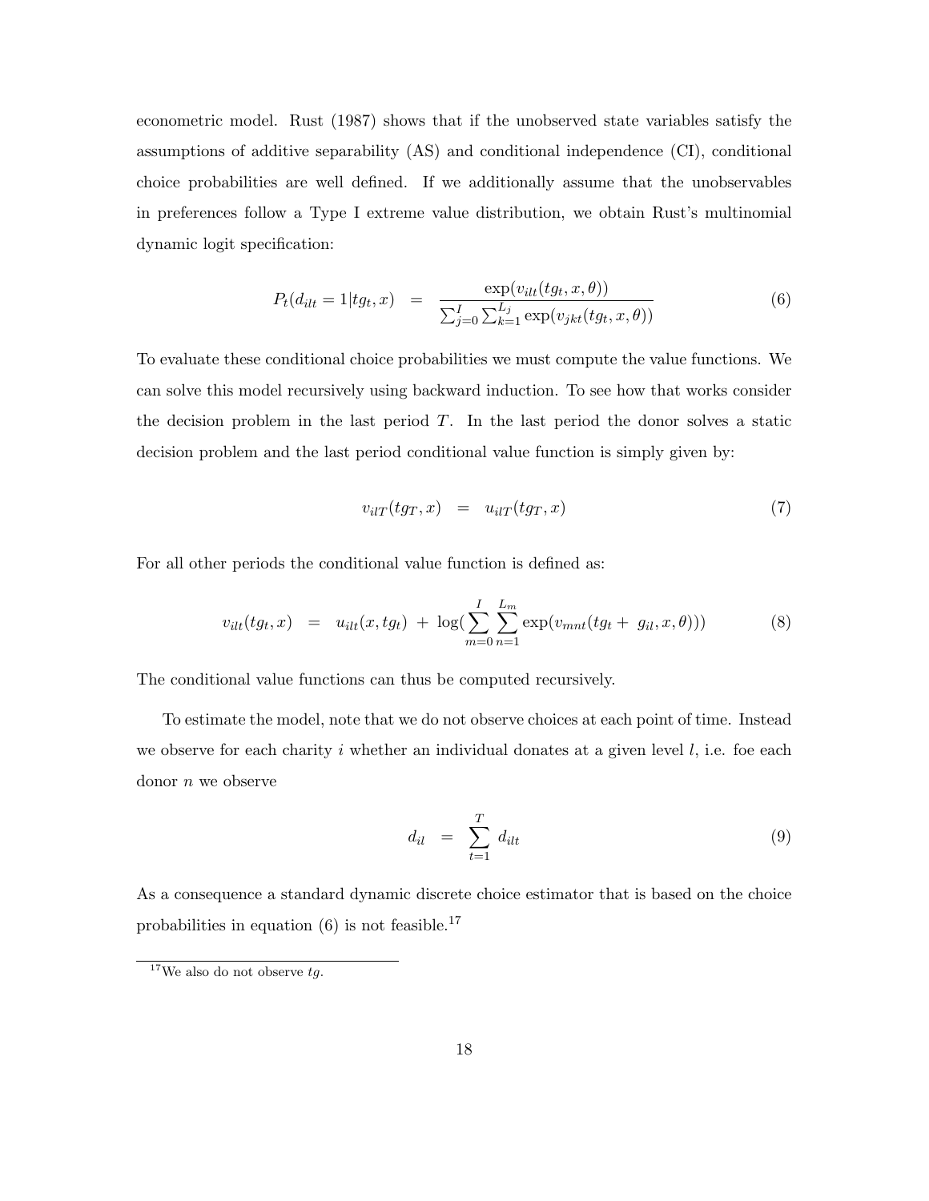econometric model. Rust (1987) shows that if the unobserved state variables satisfy the assumptions of additive separability (AS) and conditional independence (CI), conditional choice probabilities are well defined. If we additionally assume that the unobservables in preferences follow a Type I extreme value distribution, we obtain Rust's multinomial dynamic logit specification:

$$P_t(d_{ilt} = 1 | tg_t, x) \quad = \quad \frac{\exp(v_{ilt}(tg_t, x, \theta))}{\sum_{j=0}^{I} \sum_{k=1}^{L_j} \exp(v_{jkt}(tg_t, x, \theta))} \tag{6}$$

To evaluate these conditional choice probabilities we must compute the value functions. We can solve this model recursively using backward induction. To see how that works consider the decision problem in the last period $T$. In the last period the donor solves a static decision problem and the last period conditional value function is simply given by:

$$v_{ilT}(tg_T, x) \quad = \quad u_{ilT}(tg_T, x) \tag{7}$$

For all other periods the conditional value function is defined as:

$$v_{ilt}(tg_t, x) \quad = \quad u_{ilt}(x, tg_t) \; + \; \log(\sum_{m=0}^{I} \sum_{n=1}^{L_m} \exp(v_{mnt}(tg_t + \; g_{il}, x, \theta))) \tag{8}$$

The conditional value functions can thus be computed recursively.

To estimate the model, note that we do not observe choices at each point of time. Instead we observe for each charity $i$ whether an individual donates at a given level $l$, i.e. foe each donor $n$ we observe

$$d_{il} \quad = \quad \sum_{t=1}^{T} d_{ilt} \tag{9}$$

As a consequence a standard dynamic discrete choice estimator that is based on the choice probabilities in equation (6) is not feasible.[17]

[17] We also do not observe $tg$.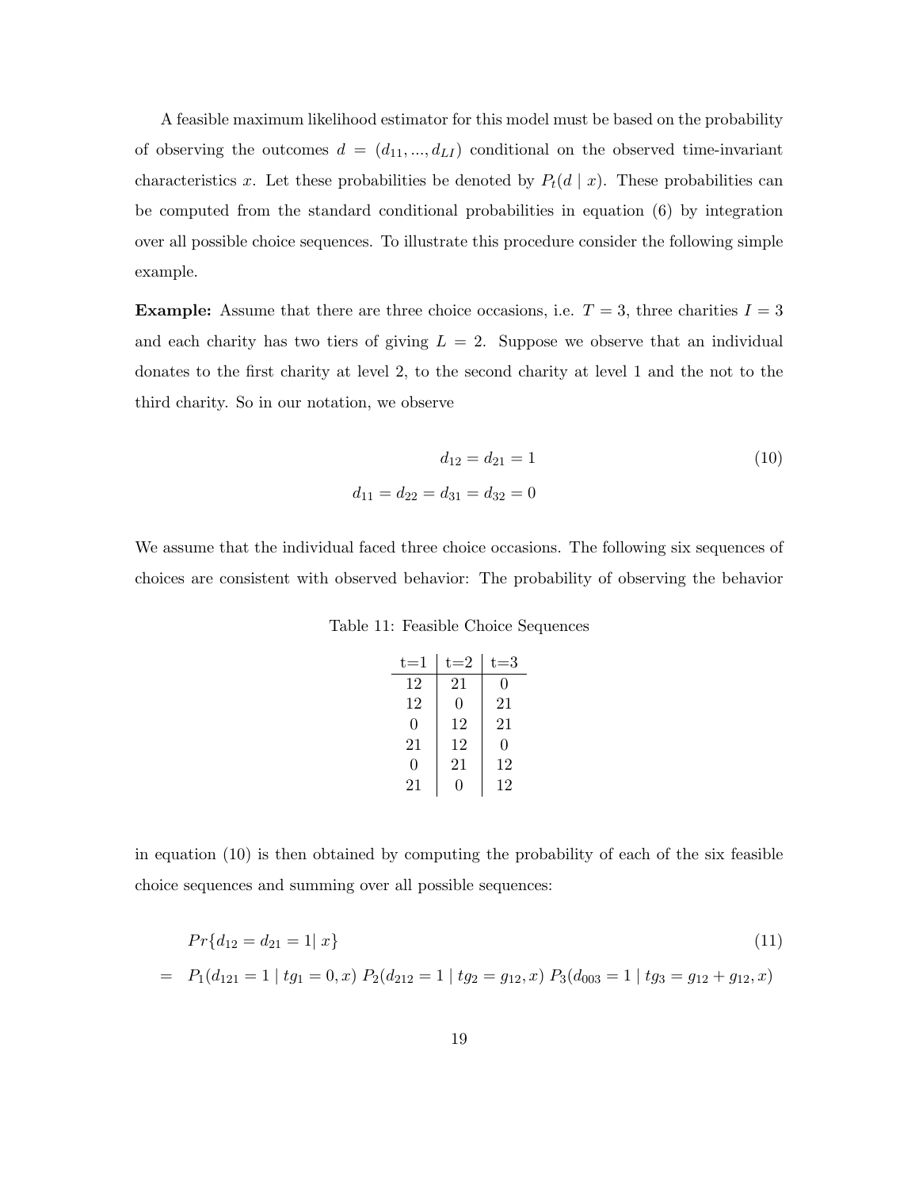A feasible maximum likelihood estimator for this model must be based on the probability of observing the outcomes $d = (d_{11}, ..., d_{LI})$ conditional on the observed time-invariant characteristics $x$. Let these probabilities be denoted by $P_t(d \mid x)$. These probabilities can be computed from the standard conditional probabilities in equation (6) by integration over all possible choice sequences. To illustrate this procedure consider the following simple example.

**Example:** Assume that there are three choice occasions, i.e. $T = 3$, three charities $I = 3$ and each charity has two tiers of giving $L = 2$. Suppose we observe that an individual donates to the first charity at level 2, to the second charity at level 1 and the not to the third charity. So in our notation, we observe

$$
\begin{aligned}
d_{12} = d_{21} = 1 \\
d_{11} = d_{22} = d_{31} = d_{32} = 0
\end{aligned}
\tag{10}
$$

We assume that the individual faced three choice occasions. The following six sequences of choices are consistent with observed behavior: The probability of observing the behavior

Table 11: Feasible Choice Sequences

| t=1 | t=2 | t=3 |
|---|---|---|
| 12 | 21 | 0 |
| 12 | 0 | 21 |
| 0 | 12 | 21 |
| 21 | 12 | 0 |
| 0 | 21 | 12 |
| 21 | 0 | 12 |

in equation (10) is then obtained by computing the probability of each of the six feasible choice sequences and summing over all possible sequences:

$$
\begin{aligned}
& Pr\{d_{12} = d_{21} = 1 | \; x\} \\
= \;\; & P_1(d_{121} = 1 \mid tg_1 = 0, x) \; P_2(d_{212} = 1 \mid tg_2 = g_{12}, x) \; P_3(d_{003} = 1 \mid tg_3 = g_{12} + g_{12}, x)
\end{aligned}
\tag{11}
$$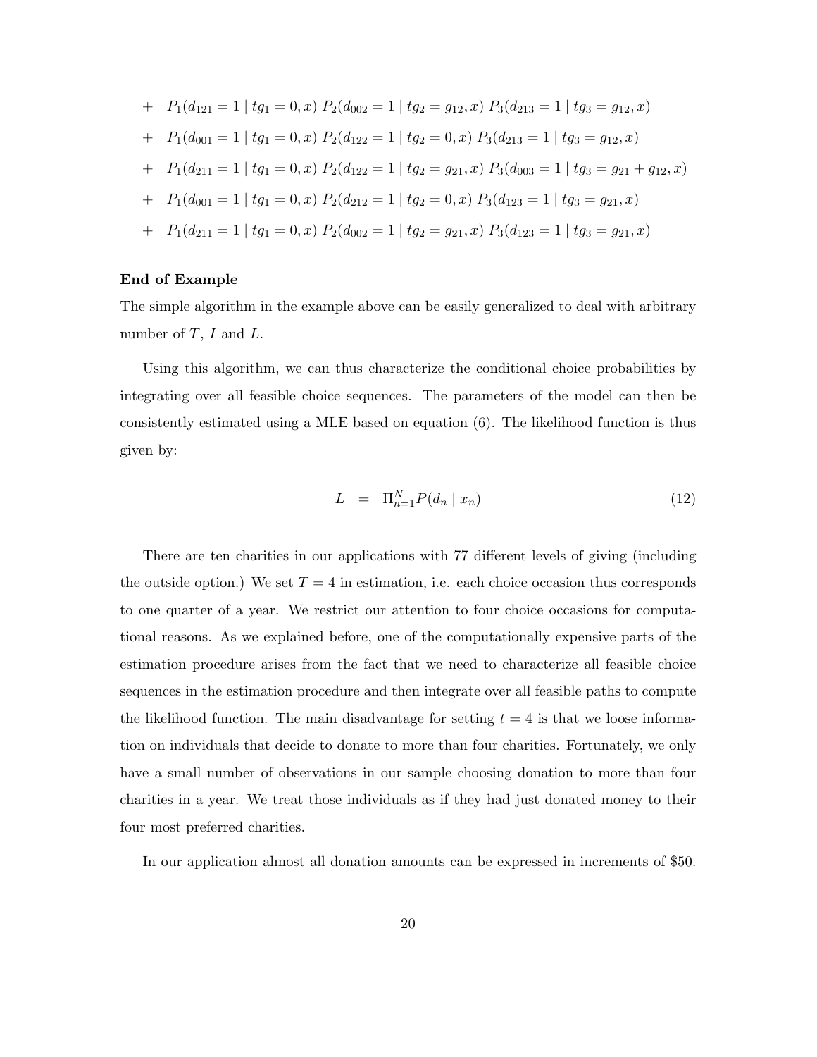$$+ \quad P_1(d_{121} = 1 \mid tg_1 = 0, x)\ P_2(d_{002} = 1 \mid tg_2 = g_{12}, x)\ P_3(d_{213} = 1 \mid tg_3 = g_{12}, x)$$

$$+ \quad P_1(d_{001} = 1 \mid tg_1 = 0, x)\ P_2(d_{122} = 1 \mid tg_2 = 0, x)\ P_3(d_{213} = 1 \mid tg_3 = g_{12}, x)$$

$$+ \quad P_1(d_{211} = 1 \mid tg_1 = 0, x)\ P_2(d_{122} = 1 \mid tg_2 = g_{21}, x)\ P_3(d_{003} = 1 \mid tg_3 = g_{21} + g_{12}, x)$$

$$+ \quad P_1(d_{001} = 1 \mid tg_1 = 0, x)\ P_2(d_{212} = 1 \mid tg_2 = 0, x)\ P_3(d_{123} = 1 \mid tg_3 = g_{21}, x)$$

$$+ \quad P_1(d_{211} = 1 \mid tg_1 = 0, x)\ P_2(d_{002} = 1 \mid tg_2 = g_{21}, x)\ P_3(d_{123} = 1 \mid tg_3 = g_{21}, x)$$

**End of Example**

The simple algorithm in the example above can be easily generalized to deal with arbitrary number of $T$, $I$ and $L$.

Using this algorithm, we can thus characterize the conditional choice probabilities by integrating over all feasible choice sequences. The parameters of the model can then be consistently estimated using a MLE based on equation (6). The likelihood function is thus given by:

$$L \quad = \quad \Pi_{n=1}^{N} P(d_n \mid x_n) \tag{12}$$

There are ten charities in our applications with 77 different levels of giving (including the outside option.) We set $T = 4$ in estimation, i.e. each choice occasion thus corresponds to one quarter of a year. We restrict our attention to four choice occasions for computational reasons. As we explained before, one of the computationally expensive parts of the estimation procedure arises from the fact that we need to characterize all feasible choice sequences in the estimation procedure and then integrate over all feasible paths to compute the likelihood function. The main disadvantage for setting $t = 4$ is that we loose information on individuals that decide to donate to more than four charities. Fortunately, we only have a small number of observations in our sample choosing donation to more than four charities in a year. We treat those individuals as if they had just donated money to their four most preferred charities.

In our application almost all donation amounts can be expressed in increments of \$50.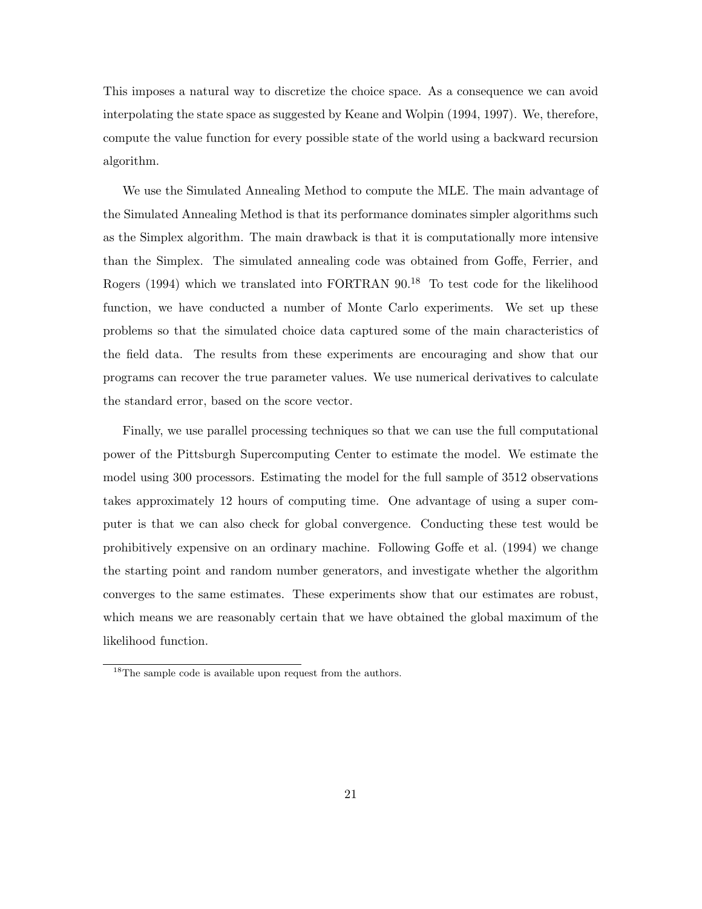This imposes a natural way to discretize the choice space. As a consequence we can avoid interpolating the state space as suggested by Keane and Wolpin (1994, 1997). We, therefore, compute the value function for every possible state of the world using a backward recursion algorithm.

We use the Simulated Annealing Method to compute the MLE. The main advantage of the Simulated Annealing Method is that its performance dominates simpler algorithms such as the Simplex algorithm. The main drawback is that it is computationally more intensive than the Simplex. The simulated annealing code was obtained from Goffe, Ferrier, and Rogers (1994) which we translated into FORTRAN 90.[18] To test code for the likelihood function, we have conducted a number of Monte Carlo experiments. We set up these problems so that the simulated choice data captured some of the main characteristics of the field data. The results from these experiments are encouraging and show that our programs can recover the true parameter values. We use numerical derivatives to calculate the standard error, based on the score vector.

Finally, we use parallel processing techniques so that we can use the full computational power of the Pittsburgh Supercomputing Center to estimate the model. We estimate the model using 300 processors. Estimating the model for the full sample of 3512 observations takes approximately 12 hours of computing time. One advantage of using a super computer is that we can also check for global convergence. Conducting these test would be prohibitively expensive on an ordinary machine. Following Goffe et al. (1994) we change the starting point and random number generators, and investigate whether the algorithm converges to the same estimates. These experiments show that our estimates are robust, which means we are reasonably certain that we have obtained the global maximum of the likelihood function.

[18]The sample code is available upon request from the authors.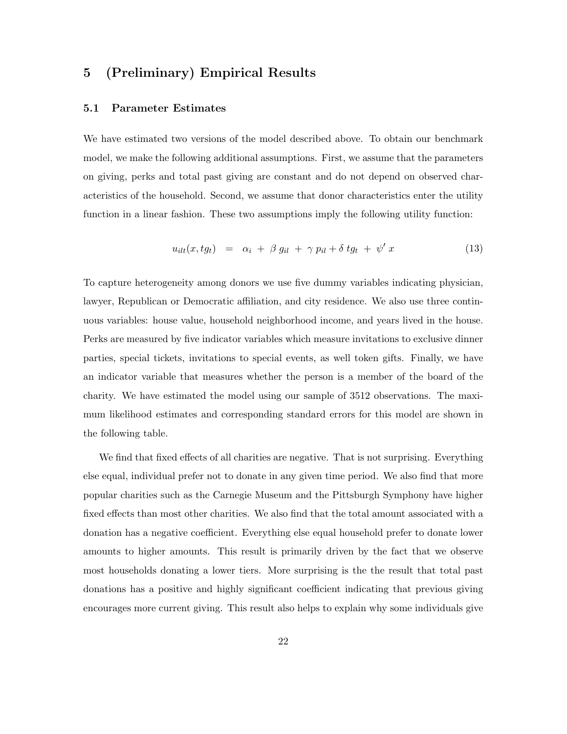## 5 (Preliminary) Empirical Results

### 5.1 Parameter Estimates

We have estimated two versions of the model described above. To obtain our benchmark model, we make the following additional assumptions. First, we assume that the parameters on giving, perks and total past giving are constant and do not depend on observed characteristics of the household. Second, we assume that donor characteristics enter the utility function in a linear fashion. These two assumptions imply the following utility function:

$$u_{ilt}(x, tg_t) \;\; = \;\; \alpha_i \; + \; \beta \, g_{il} \; + \; \gamma \, p_{il} + \delta \, tg_t \; + \; \psi' \, x \tag{13}$$

To capture heterogeneity among donors we use five dummy variables indicating physician, lawyer, Republican or Democratic affiliation, and city residence. We also use three continuous variables: house value, household neighborhood income, and years lived in the house. Perks are measured by five indicator variables which measure invitations to exclusive dinner parties, special tickets, invitations to special events, as well token gifts. Finally, we have an indicator variable that measures whether the person is a member of the board of the charity. We have estimated the model using our sample of 3512 observations. The maximum likelihood estimates and corresponding standard errors for this model are shown in the following table.

We find that fixed effects of all charities are negative. That is not surprising. Everything else equal, individual prefer not to donate in any given time period. We also find that more popular charities such as the Carnegie Museum and the Pittsburgh Symphony have higher fixed effects than most other charities. We also find that the total amount associated with a donation has a negative coefficient. Everything else equal household prefer to donate lower amounts to higher amounts. This result is primarily driven by the fact that we observe most households donating a lower tiers. More surprising is the the result that total past donations has a positive and highly significant coefficient indicating that previous giving encourages more current giving. This result also helps to explain why some individuals give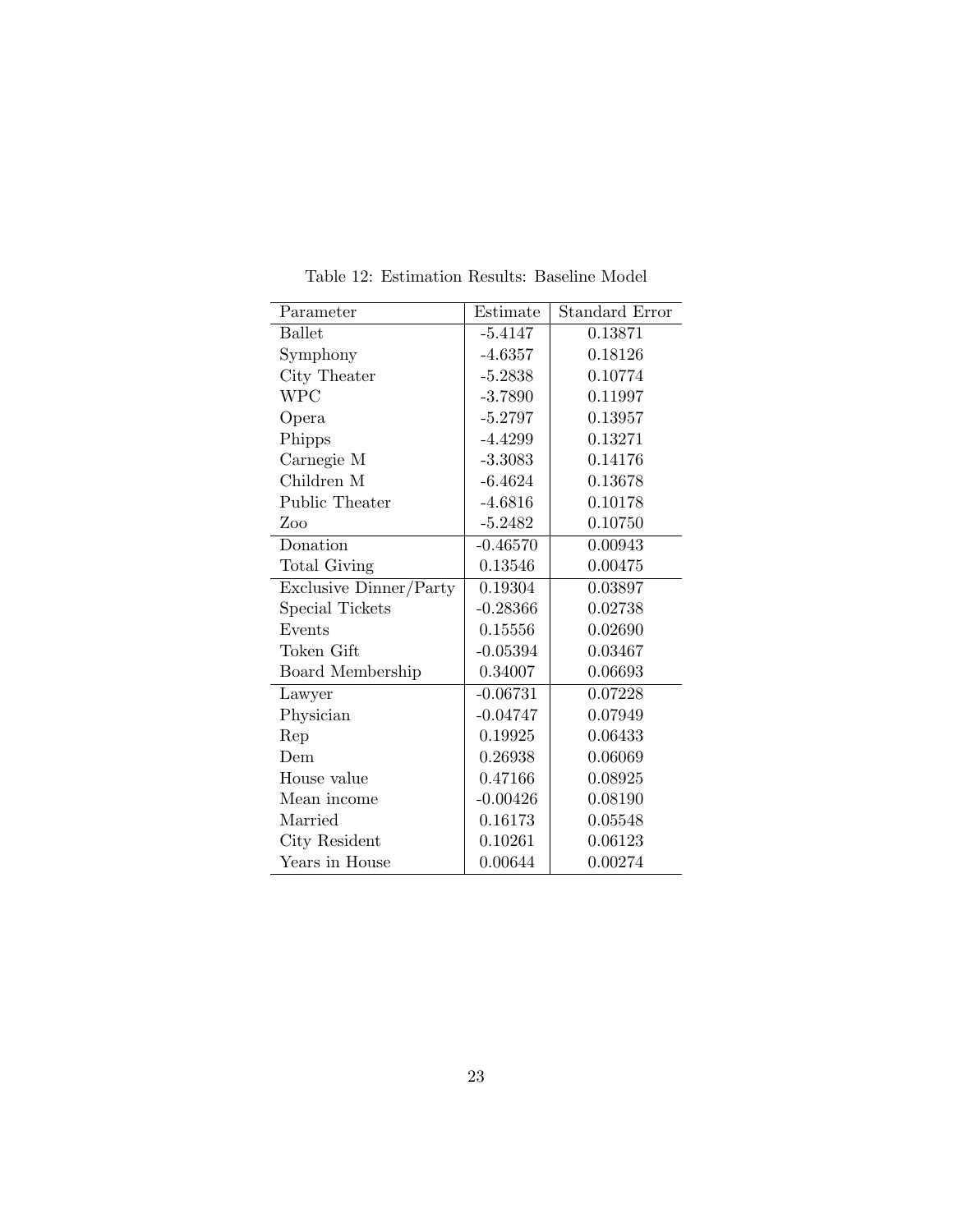Table 12: Estimation Results: Baseline Model

| Parameter | Estimate | Standard Error |
|---|---|---|
| Ballet | -5.4147 | 0.13871 |
| Symphony | -4.6357 | 0.18126 |
| City Theater | -5.2838 | 0.10774 |
| WPC | -3.7890 | 0.11997 |
| Opera | -5.2797 | 0.13957 |
| Phipps | -4.4299 | 0.13271 |
| Carnegie M | -3.3083 | 0.14176 |
| Children M | -6.4624 | 0.13678 |
| Public Theater | -4.6816 | 0.10178 |
| Zoo | -5.2482 | 0.10750 |
| Donation | -0.46570 | 0.00943 |
| Total Giving | 0.13546 | 0.00475 |
| Exclusive Dinner/Party | 0.19304 | 0.03897 |
| Special Tickets | -0.28366 | 0.02738 |
| Events | 0.15556 | 0.02690 |
| Token Gift | -0.05394 | 0.03467 |
| Board Membership | 0.34007 | 0.06693 |
| Lawyer | -0.06731 | 0.07228 |
| Physician | -0.04747 | 0.07949 |
| Rep | 0.19925 | 0.06433 |
| Dem | 0.26938 | 0.06069 |
| House value | 0.47166 | 0.08925 |
| Mean income | -0.00426 | 0.08190 |
| Married | 0.16173 | 0.05548 |
| City Resident | 0.10261 | 0.06123 |
| Years in House | 0.00644 | 0.00274 |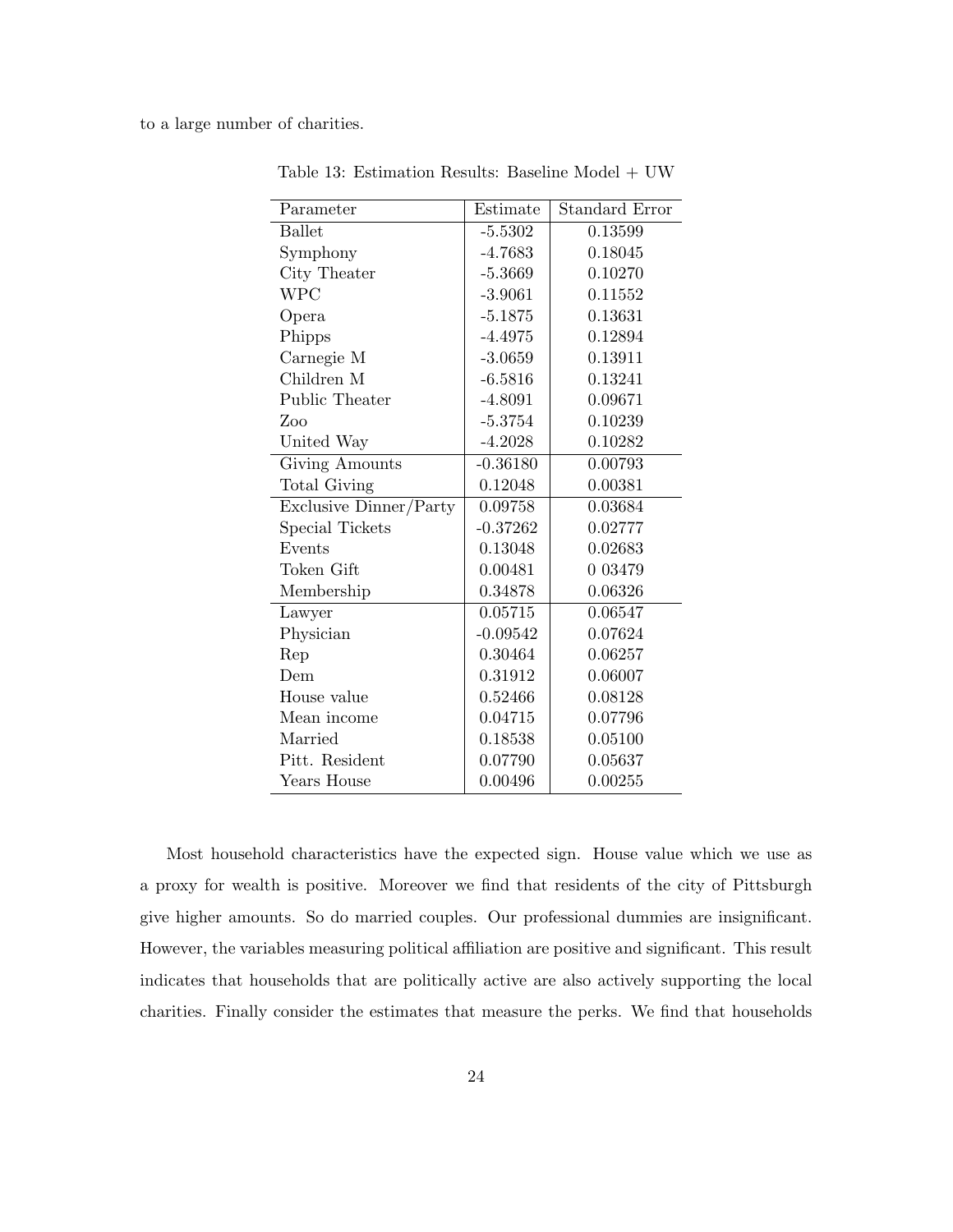to a large number of charities.

Table 13: Estimation Results: Baseline Model + UW

| Parameter | Estimate | Standard Error |
|---|---|---|
| Ballet | -5.5302 | 0.13599 |
| Symphony | -4.7683 | 0.18045 |
| City Theater | -5.3669 | 0.10270 |
| WPC | -3.9061 | 0.11552 |
| Opera | -5.1875 | 0.13631 |
| Phipps | -4.4975 | 0.12894 |
| Carnegie M | -3.0659 | 0.13911 |
| Children M | -6.5816 | 0.13241 |
| Public Theater | -4.8091 | 0.09671 |
| Zoo | -5.3754 | 0.10239 |
| United Way | -4.2028 | 0.10282 |
| Giving Amounts | -0.36180 | 0.00793 |
| Total Giving | 0.12048 | 0.00381 |
| Exclusive Dinner/Party | 0.09758 | 0.03684 |
| Special Tickets | -0.37262 | 0.02777 |
| Events | 0.13048 | 0.02683 |
| Token Gift | 0.00481 | 0 03479 |
| Membership | 0.34878 | 0.06326 |
| Lawyer | 0.05715 | 0.06547 |
| Physician | -0.09542 | 0.07624 |
| Rep | 0.30464 | 0.06257 |
| Dem | 0.31912 | 0.06007 |
| House value | 0.52466 | 0.08128 |
| Mean income | 0.04715 | 0.07796 |
| Married | 0.18538 | 0.05100 |
| Pitt. Resident | 0.07790 | 0.05637 |
| Years House | 0.00496 | 0.00255 |

Most household characteristics have the expected sign. House value which we use as a proxy for wealth is positive. Moreover we find that residents of the city of Pittsburgh give higher amounts. So do married couples. Our professional dummies are insignificant. However, the variables measuring political affiliation are positive and significant. This result indicates that households that are politically active are also actively supporting the local charities. Finally consider the estimates that measure the perks. We find that households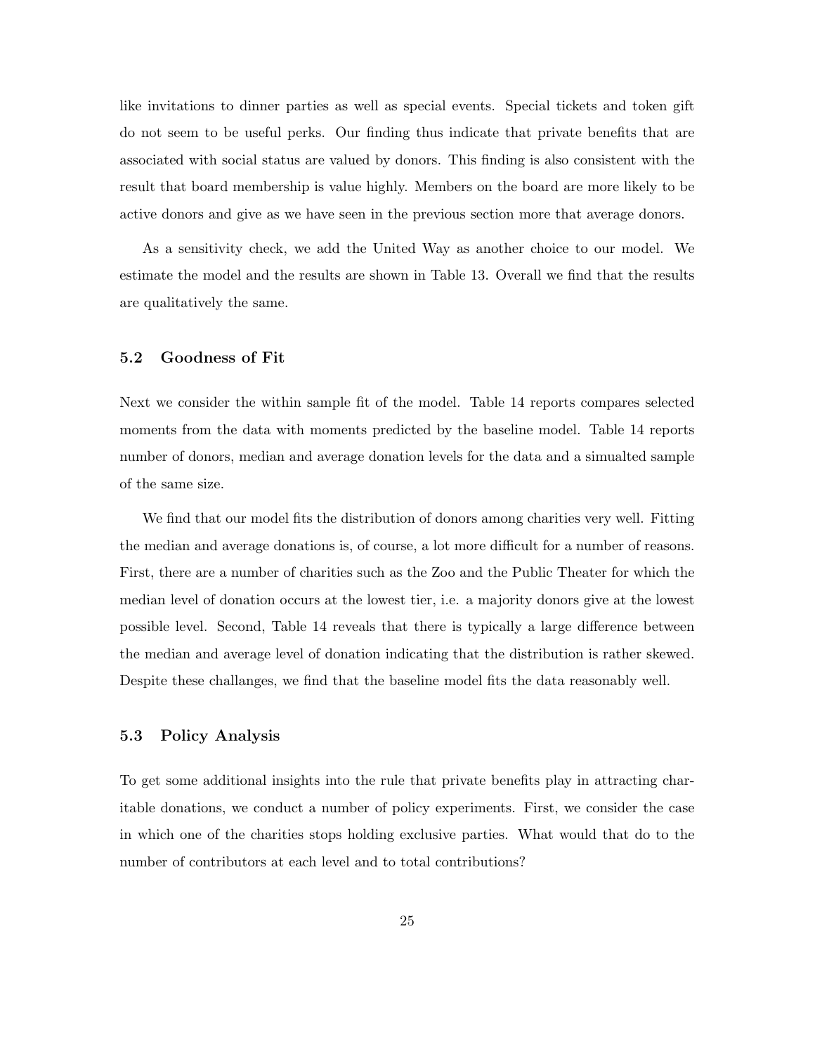like invitations to dinner parties as well as special events. Special tickets and token gift do not seem to be useful perks. Our finding thus indicate that private benefits that are associated with social status are valued by donors. This finding is also consistent with the result that board membership is value highly. Members on the board are more likely to be active donors and give as we have seen in the previous section more that average donors.

As a sensitivity check, we add the United Way as another choice to our model. We estimate the model and the results are shown in Table 13. Overall we find that the results are qualitatively the same.

### 5.2 Goodness of Fit

Next we consider the within sample fit of the model. Table 14 reports compares selected moments from the data with moments predicted by the baseline model. Table 14 reports number of donors, median and average donation levels for the data and a simualted sample of the same size.

We find that our model fits the distribution of donors among charities very well. Fitting the median and average donations is, of course, a lot more difficult for a number of reasons. First, there are a number of charities such as the Zoo and the Public Theater for which the median level of donation occurs at the lowest tier, i.e. a majority donors give at the lowest possible level. Second, Table 14 reveals that there is typically a large difference between the median and average level of donation indicating that the distribution is rather skewed. Despite these challanges, we find that the baseline model fits the data reasonably well.

### 5.3 Policy Analysis

To get some additional insights into the rule that private benefits play in attracting charitable donations, we conduct a number of policy experiments. First, we consider the case in which one of the charities stops holding exclusive parties. What would that do to the number of contributors at each level and to total contributions?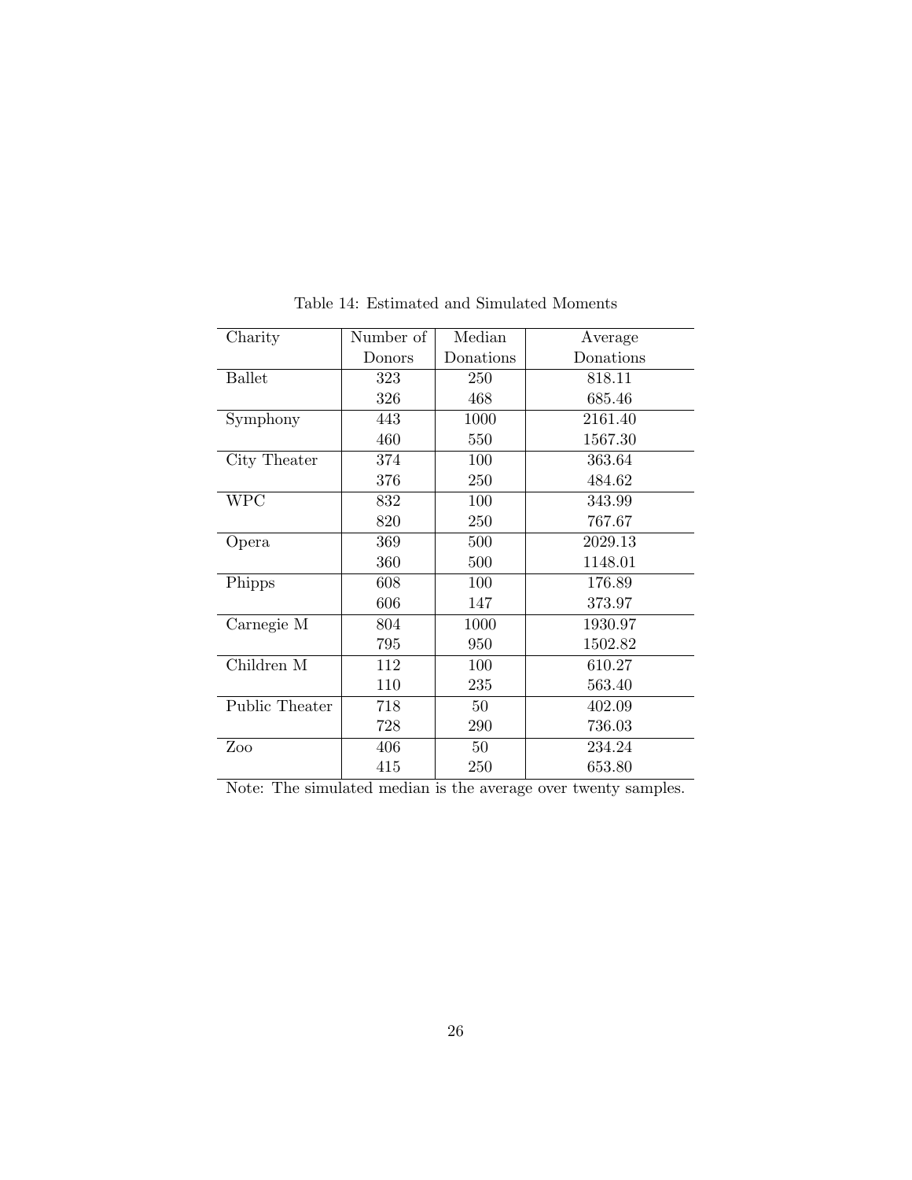Table 14: Estimated and Simulated Moments

| Charity | Number of Donors | Median Donations | Average Donations |
|---|---|---|---|
| Ballet | 323 | 250 | 818.11 |
| | 326 | 468 | 685.46 |
| Symphony | 443 | 1000 | 2161.40 |
| | 460 | 550 | 1567.30 |
| City Theater | 374 | 100 | 363.64 |
| | 376 | 250 | 484.62 |
| WPC | 832 | 100 | 343.99 |
| | 820 | 250 | 767.67 |
| Opera | 369 | 500 | 2029.13 |
| | 360 | 500 | 1148.01 |
| Phipps | 608 | 100 | 176.89 |
| | 606 | 147 | 373.97 |
| Carnegie M | 804 | 1000 | 1930.97 |
| | 795 | 950 | 1502.82 |
| Children M | 112 | 100 | 610.27 |
| | 110 | 235 | 563.40 |
| Public Theater | 718 | 50 | 402.09 |
| | 728 | 290 | 736.03 |
| Zoo | 406 | 50 | 234.24 |
| | 415 | 250 | 653.80 |

Note: The simulated median is the average over twenty samples.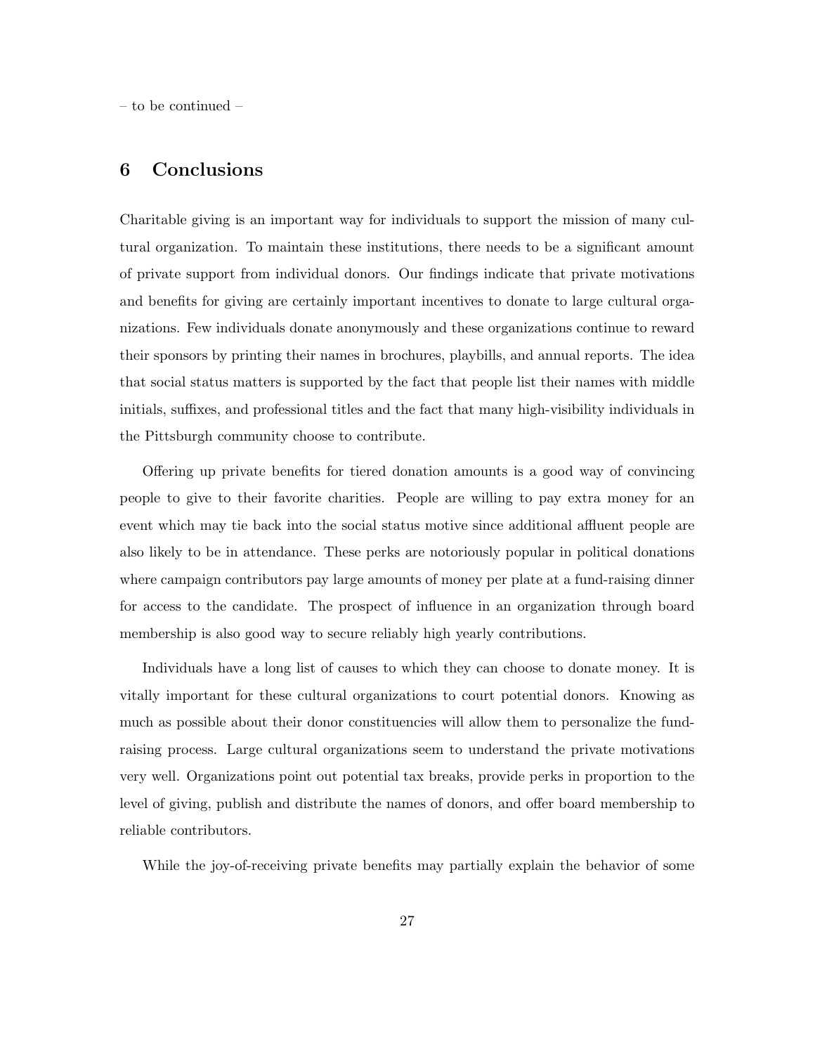– to be continued –

## 6 Conclusions

Charitable giving is an important way for individuals to support the mission of many cultural organization. To maintain these institutions, there needs to be a significant amount of private support from individual donors. Our findings indicate that private motivations and benefits for giving are certainly important incentives to donate to large cultural organizations. Few individuals donate anonymously and these organizations continue to reward their sponsors by printing their names in brochures, playbills, and annual reports. The idea that social status matters is supported by the fact that people list their names with middle initials, suffixes, and professional titles and the fact that many high-visibility individuals in the Pittsburgh community choose to contribute.

Offering up private benefits for tiered donation amounts is a good way of convincing people to give to their favorite charities. People are willing to pay extra money for an event which may tie back into the social status motive since additional affluent people are also likely to be in attendance. These perks are notoriously popular in political donations where campaign contributors pay large amounts of money per plate at a fund-raising dinner for access to the candidate. The prospect of influence in an organization through board membership is also good way to secure reliably high yearly contributions.

Individuals have a long list of causes to which they can choose to donate money. It is vitally important for these cultural organizations to court potential donors. Knowing as much as possible about their donor constituencies will allow them to personalize the fund-raising process. Large cultural organizations seem to understand the private motivations very well. Organizations point out potential tax breaks, provide perks in proportion to the level of giving, publish and distribute the names of donors, and offer board membership to reliable contributors.

While the joy-of-receiving private benefits may partially explain the behavior of some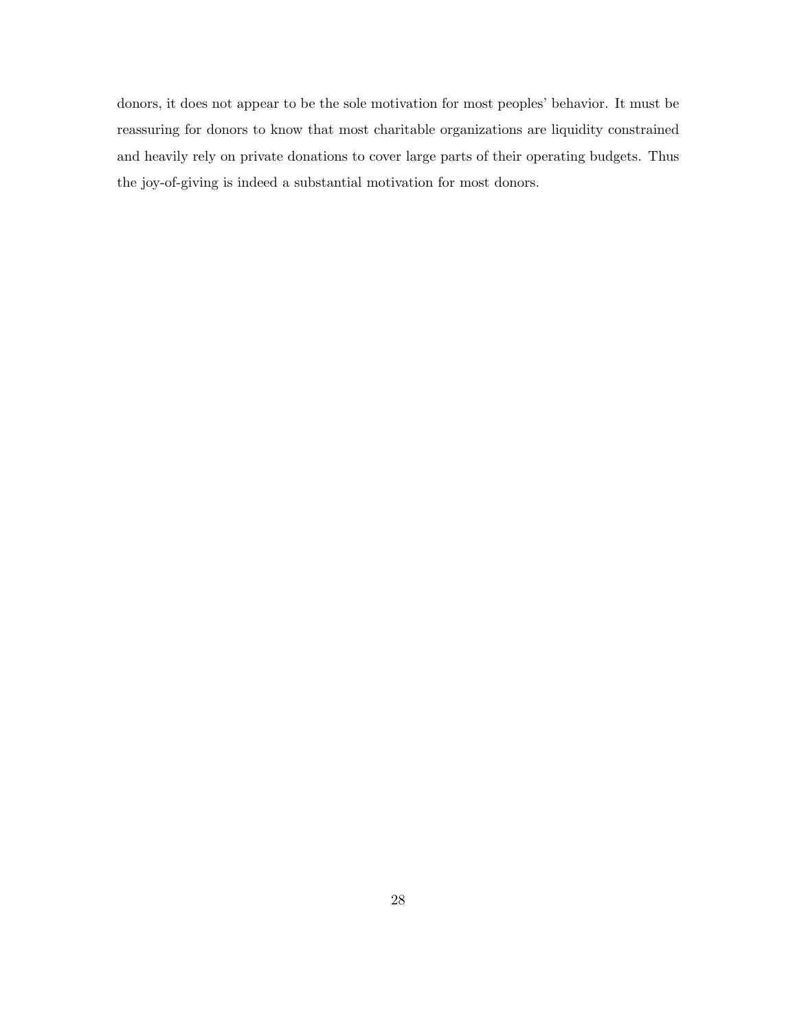donors, it does not appear to be the sole motivation for most peoples' behavior. It must be reassuring for donors to know that most charitable organizations are liquidity constrained and heavily rely on private donations to cover large parts of their operating budgets. Thus the joy-of-giving is indeed a substantial motivation for most donors.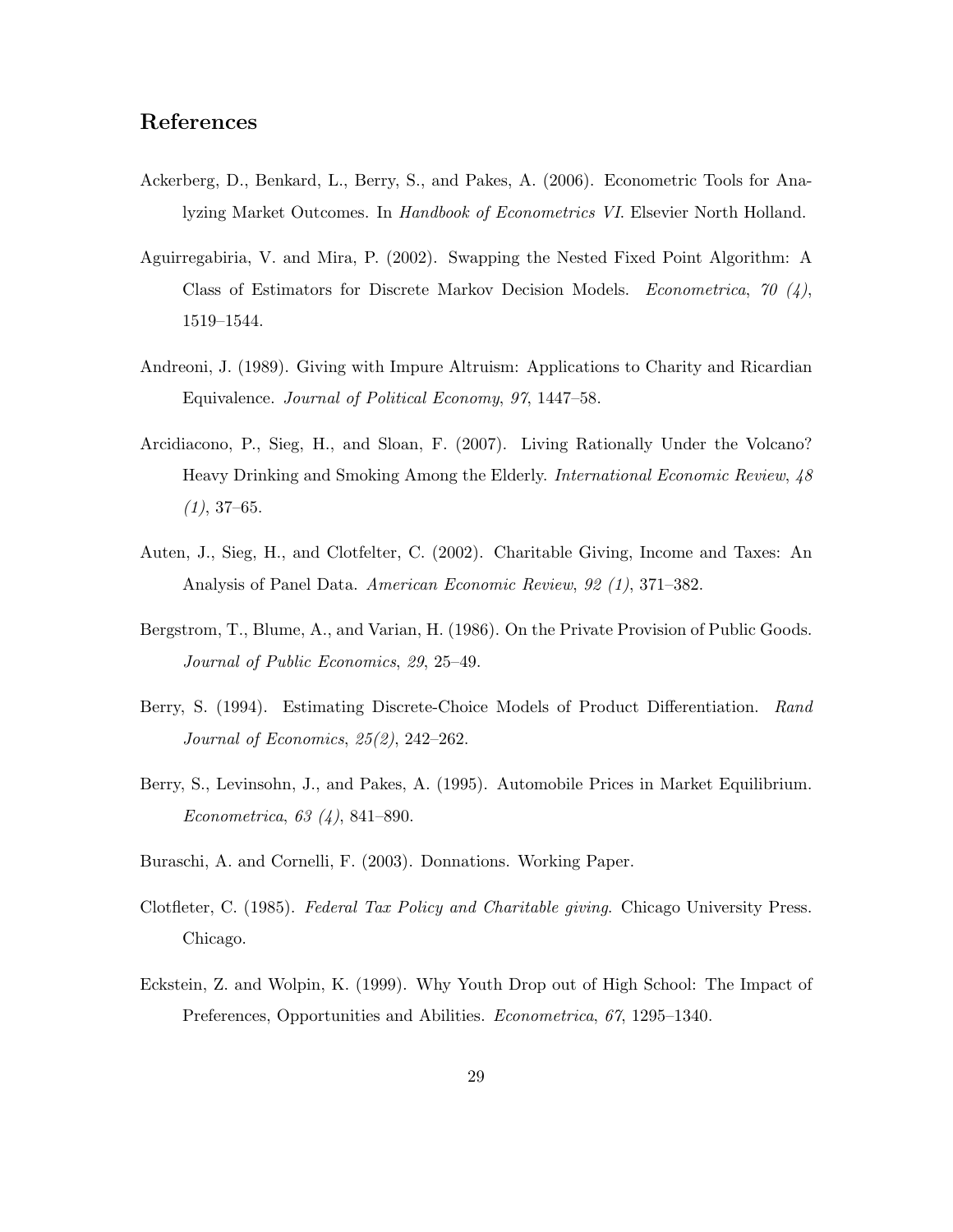## References

Ackerberg, D., Benkard, L., Berry, S., and Pakes, A. (2006). Econometric Tools for Analyzing Market Outcomes. In *Handbook of Econometrics VI*. Elsevier North Holland.

Aguirregabiria, V. and Mira, P. (2002). Swapping the Nested Fixed Point Algorithm: A Class of Estimators for Discrete Markov Decision Models. *Econometrica*, *70 (4)*, 1519–1544.

Andreoni, J. (1989). Giving with Impure Altruism: Applications to Charity and Ricardian Equivalence. *Journal of Political Economy*, *97*, 1447–58.

Arcidiacono, P., Sieg, H., and Sloan, F. (2007). Living Rationally Under the Volcano? Heavy Drinking and Smoking Among the Elderly. *International Economic Review*, *48 (1)*, 37–65.

Auten, J., Sieg, H., and Clotfelter, C. (2002). Charitable Giving, Income and Taxes: An Analysis of Panel Data. *American Economic Review*, *92 (1)*, 371–382.

Bergstrom, T., Blume, A., and Varian, H. (1986). On the Private Provision of Public Goods. *Journal of Public Economics*, *29*, 25–49.

Berry, S. (1994). Estimating Discrete-Choice Models of Product Differentiation. *Rand Journal of Economics*, *25(2)*, 242–262.

Berry, S., Levinsohn, J., and Pakes, A. (1995). Automobile Prices in Market Equilibrium. *Econometrica*, *63 (4)*, 841–890.

Buraschi, A. and Cornelli, F. (2003). Donnations. Working Paper.

Clotfleter, C. (1985). *Federal Tax Policy and Charitable giving*. Chicago University Press. Chicago.

Eckstein, Z. and Wolpin, K. (1999). Why Youth Drop out of High School: The Impact of Preferences, Opportunities and Abilities. *Econometrica*, *67*, 1295–1340.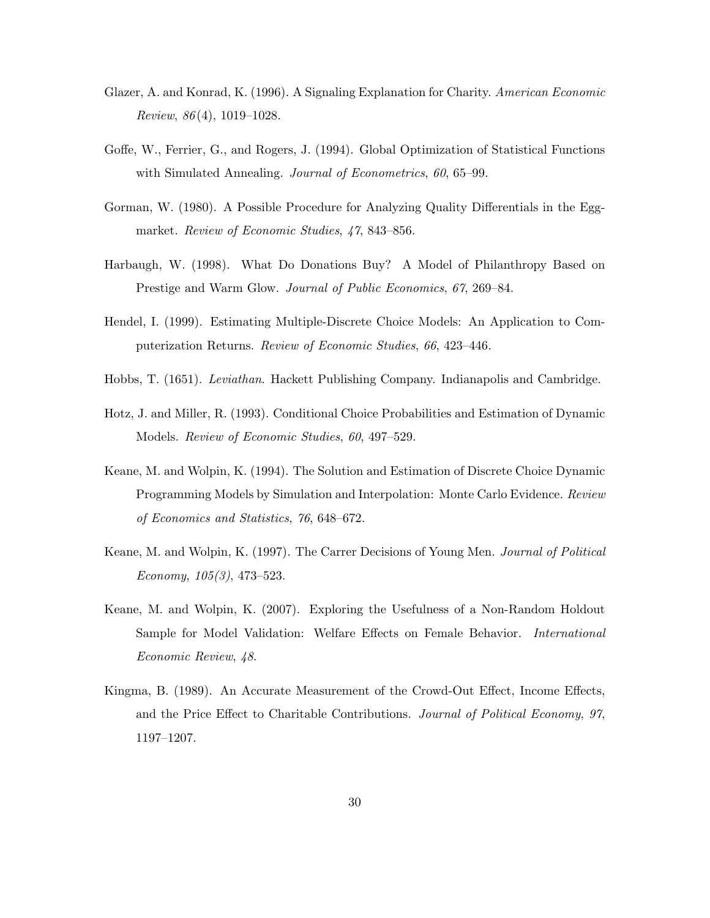Glazer, A. and Konrad, K. (1996). A Signaling Explanation for Charity. *American Economic Review*, *86*(4), 1019–1028.

Goffe, W., Ferrier, G., and Rogers, J. (1994). Global Optimization of Statistical Functions with Simulated Annealing. *Journal of Econometrics*, *60*, 65–99.

Gorman, W. (1980). A Possible Procedure for Analyzing Quality Differentials in the Egg-market. *Review of Economic Studies*, *47*, 843–856.

Harbaugh, W. (1998). What Do Donations Buy? A Model of Philanthropy Based on Prestige and Warm Glow. *Journal of Public Economics*, *67*, 269–84.

Hendel, I. (1999). Estimating Multiple-Discrete Choice Models: An Application to Computerization Returns. *Review of Economic Studies*, *66*, 423–446.

Hobbs, T. (1651). *Leviathan*. Hackett Publishing Company. Indianapolis and Cambridge.

Hotz, J. and Miller, R. (1993). Conditional Choice Probabilities and Estimation of Dynamic Models. *Review of Economic Studies*, *60*, 497–529.

Keane, M. and Wolpin, K. (1994). The Solution and Estimation of Discrete Choice Dynamic Programming Models by Simulation and Interpolation: Monte Carlo Evidence. *Review of Economics and Statistics*, *76*, 648–672.

Keane, M. and Wolpin, K. (1997). The Carrer Decisions of Young Men. *Journal of Political Economy*, *105(3)*, 473–523.

Keane, M. and Wolpin, K. (2007). Exploring the Usefulness of a Non-Random Holdout Sample for Model Validation: Welfare Effects on Female Behavior. *International Economic Review*, *48*.

Kingma, B. (1989). An Accurate Measurement of the Crowd-Out Effect, Income Effects, and the Price Effect to Charitable Contributions. *Journal of Political Economy*, *97*, 1197–1207.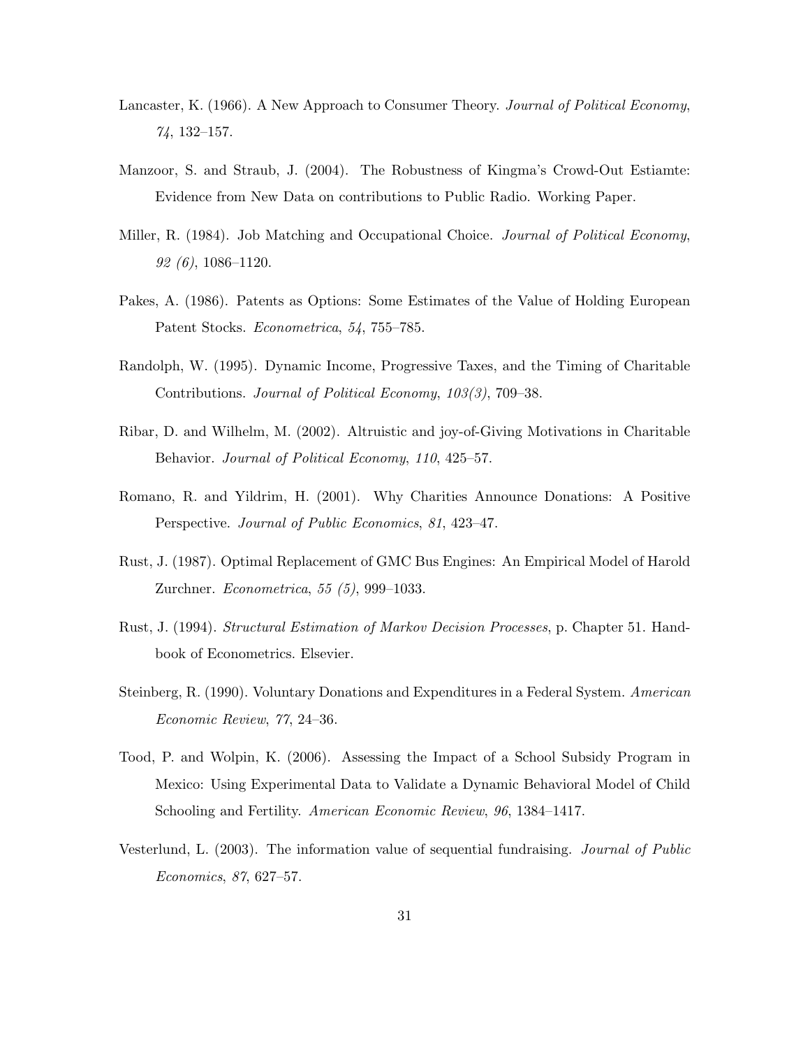Lancaster, K. (1966). A New Approach to Consumer Theory. *Journal of Political Economy*, *74*, 132–157.

Manzoor, S. and Straub, J. (2004). The Robustness of Kingma's Crowd-Out Estiamte: Evidence from New Data on contributions to Public Radio. Working Paper.

Miller, R. (1984). Job Matching and Occupational Choice. *Journal of Political Economy*, *92 (6)*, 1086–1120.

Pakes, A. (1986). Patents as Options: Some Estimates of the Value of Holding European Patent Stocks. *Econometrica*, *54*, 755–785.

Randolph, W. (1995). Dynamic Income, Progressive Taxes, and the Timing of Charitable Contributions. *Journal of Political Economy*, *103(3)*, 709–38.

Ribar, D. and Wilhelm, M. (2002). Altruistic and joy-of-Giving Motivations in Charitable Behavior. *Journal of Political Economy*, *110*, 425–57.

Romano, R. and Yildrim, H. (2001). Why Charities Announce Donations: A Positive Perspective. *Journal of Public Economics*, *81*, 423–47.

Rust, J. (1987). Optimal Replacement of GMC Bus Engines: An Empirical Model of Harold Zurchner. *Econometrica*, *55 (5)*, 999–1033.

Rust, J. (1994). *Structural Estimation of Markov Decision Processes*, p. Chapter 51. Handbook of Econometrics. Elsevier.

Steinberg, R. (1990). Voluntary Donations and Expenditures in a Federal System. *American Economic Review*, *77*, 24–36.

Tood, P. and Wolpin, K. (2006). Assessing the Impact of a School Subsidy Program in Mexico: Using Experimental Data to Validate a Dynamic Behavioral Model of Child Schooling and Fertility. *American Economic Review*, *96*, 1384–1417.

Vesterlund, L. (2003). The information value of sequential fundraising. *Journal of Public Economics*, *87*, 627–57.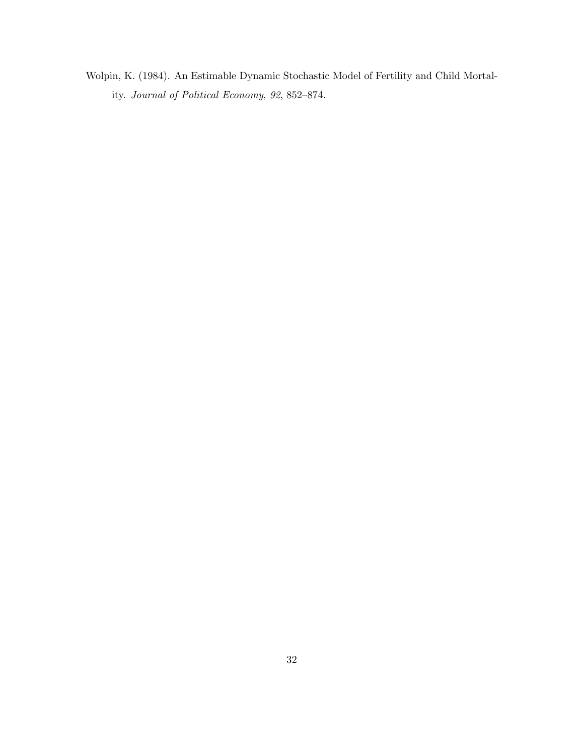Wolpin, K. (1984). An Estimable Dynamic Stochastic Model of Fertility and Child Mortality. *Journal of Political Economy*, *92*, 852–874.